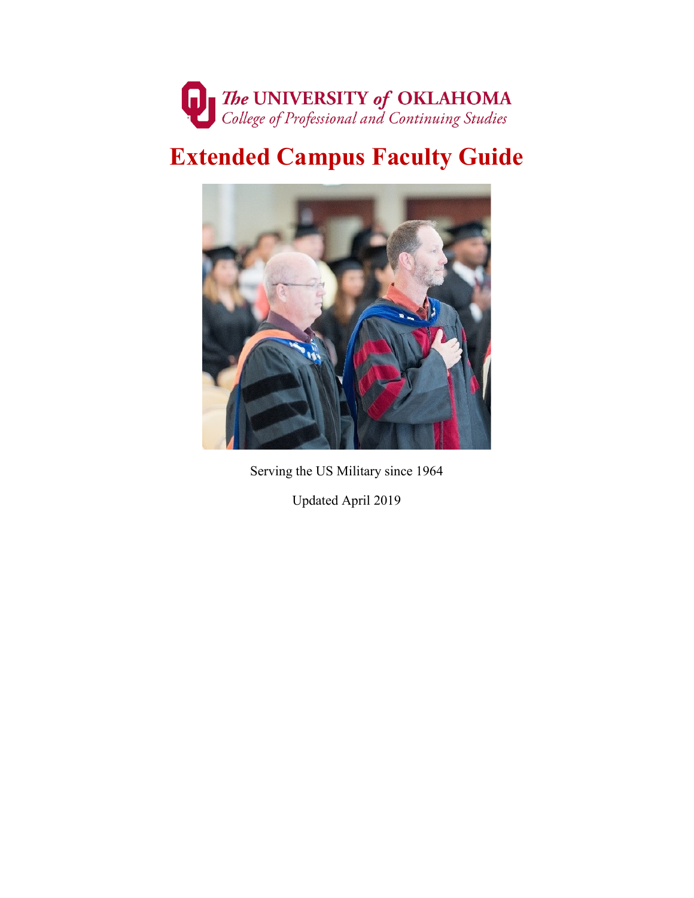The UNIVERSITY of OKLAHOMA
College of Professional and Continuing Studies

# Extended Campus Faculty Guide

Serving the US Military since 1964

Updated April 2019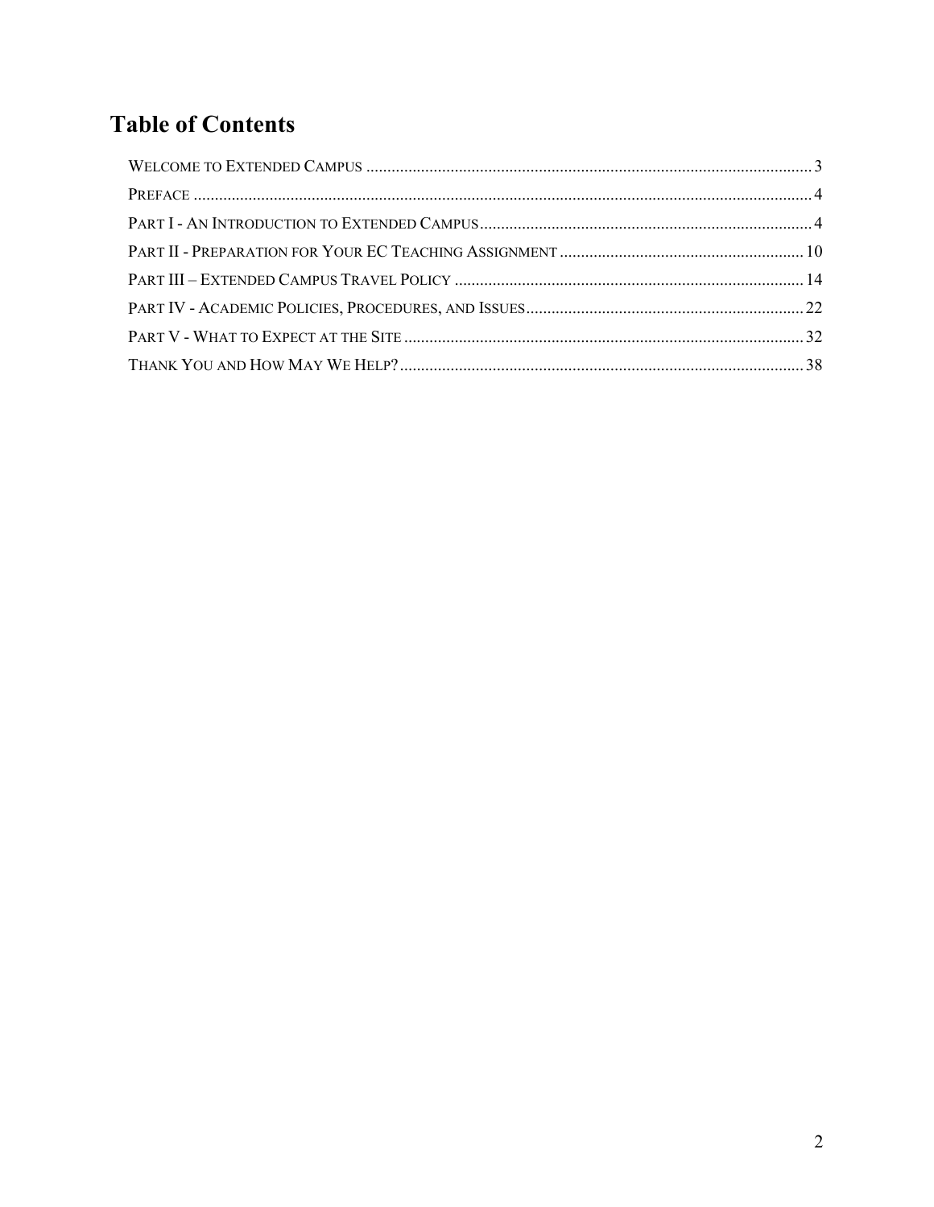# Table of Contents

WELCOME TO EXTENDED CAMPUS ..... 3

PREFACE ..... 4

PART I - AN INTRODUCTION TO EXTENDED CAMPUS ..... 4

PART II - PREPARATION FOR YOUR EC TEACHING ASSIGNMENT ..... 10

PART III – EXTENDED CAMPUS TRAVEL POLICY ..... 14

PART IV - ACADEMIC POLICIES, PROCEDURES, AND ISSUES ..... 22

PART V - WHAT TO EXPECT AT THE SITE ..... 32

THANK YOU AND HOW MAY WE HELP? ..... 38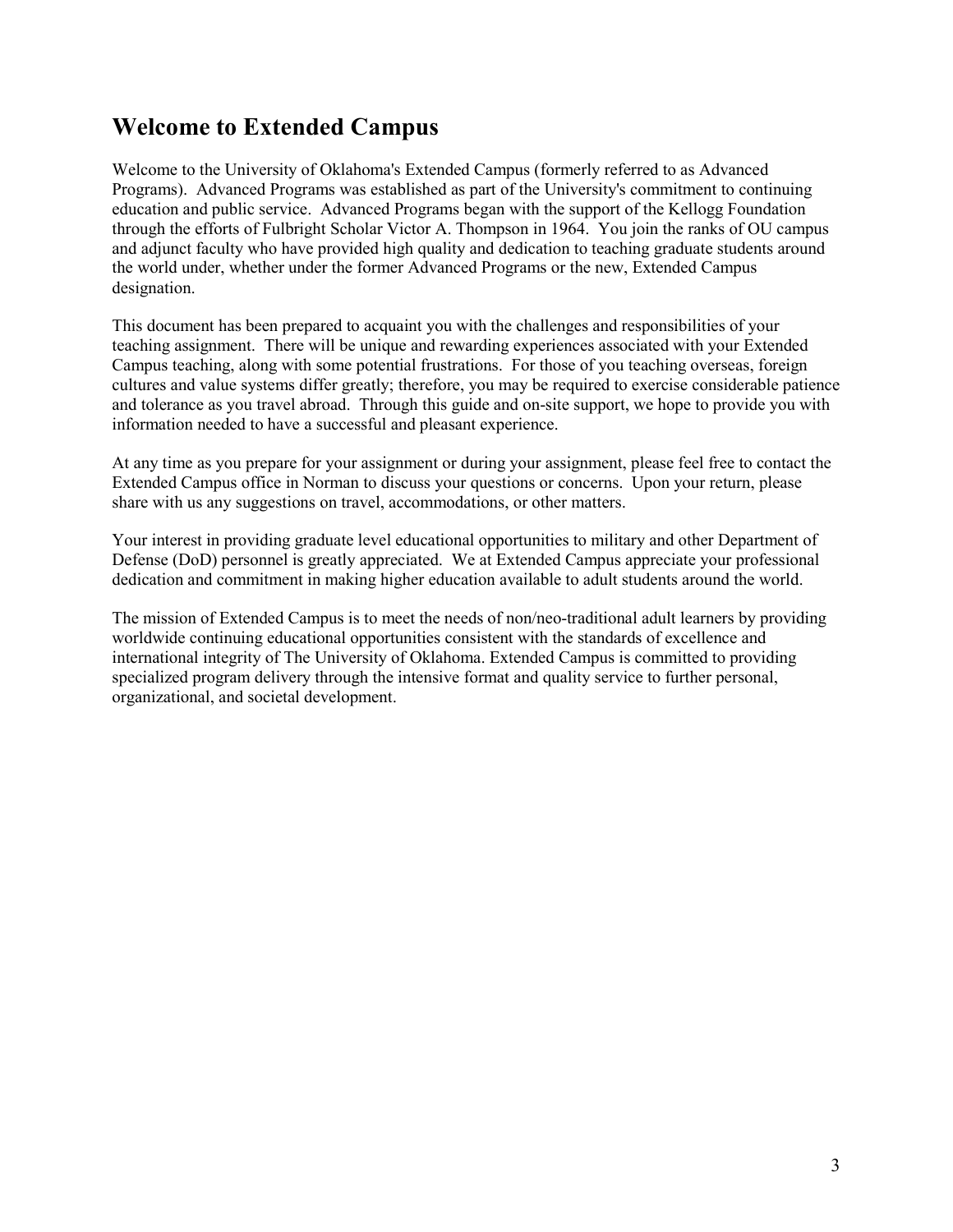## Welcome to Extended Campus

Welcome to the University of Oklahoma's Extended Campus (formerly referred to as Advanced Programs). Advanced Programs was established as part of the University's commitment to continuing education and public service. Advanced Programs began with the support of the Kellogg Foundation through the efforts of Fulbright Scholar Victor A. Thompson in 1964. You join the ranks of OU campus and adjunct faculty who have provided high quality and dedication to teaching graduate students around the world under, whether under the former Advanced Programs or the new, Extended Campus designation.

This document has been prepared to acquaint you with the challenges and responsibilities of your teaching assignment. There will be unique and rewarding experiences associated with your Extended Campus teaching, along with some potential frustrations. For those of you teaching overseas, foreign cultures and value systems differ greatly; therefore, you may be required to exercise considerable patience and tolerance as you travel abroad. Through this guide and on-site support, we hope to provide you with information needed to have a successful and pleasant experience.

At any time as you prepare for your assignment or during your assignment, please feel free to contact the Extended Campus office in Norman to discuss your questions or concerns. Upon your return, please share with us any suggestions on travel, accommodations, or other matters.

Your interest in providing graduate level educational opportunities to military and other Department of Defense (DoD) personnel is greatly appreciated. We at Extended Campus appreciate your professional dedication and commitment in making higher education available to adult students around the world.

The mission of Extended Campus is to meet the needs of non/neo-traditional adult learners by providing worldwide continuing educational opportunities consistent with the standards of excellence and international integrity of The University of Oklahoma. Extended Campus is committed to providing specialized program delivery through the intensive format and quality service to further personal, organizational, and societal development.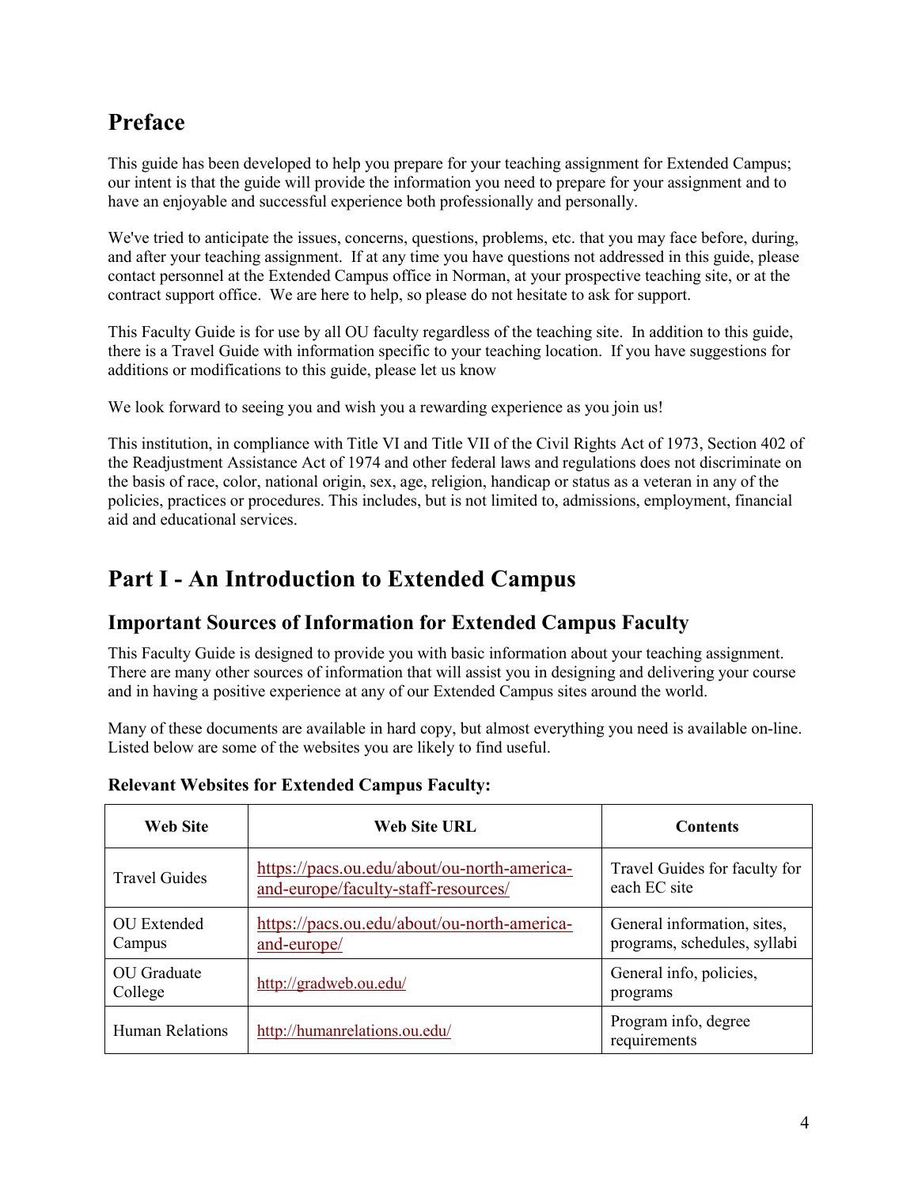## Preface

This guide has been developed to help you prepare for your teaching assignment for Extended Campus; our intent is that the guide will provide the information you need to prepare for your assignment and to have an enjoyable and successful experience both professionally and personally.

We've tried to anticipate the issues, concerns, questions, problems, etc. that you may face before, during, and after your teaching assignment. If at any time you have questions not addressed in this guide, please contact personnel at the Extended Campus office in Norman, at your prospective teaching site, or at the contract support office. We are here to help, so please do not hesitate to ask for support.

This Faculty Guide is for use by all OU faculty regardless of the teaching site. In addition to this guide, there is a Travel Guide with information specific to your teaching location. If you have suggestions for additions or modifications to this guide, please let us know

We look forward to seeing you and wish you a rewarding experience as you join us!

This institution, in compliance with Title VI and Title VII of the Civil Rights Act of 1973, Section 402 of the Readjustment Assistance Act of 1974 and other federal laws and regulations does not discriminate on the basis of race, color, national origin, sex, age, religion, handicap or status as a veteran in any of the policies, practices or procedures. This includes, but is not limited to, admissions, employment, financial aid and educational services.

# Part I - An Introduction to Extended Campus

## Important Sources of Information for Extended Campus Faculty

This Faculty Guide is designed to provide you with basic information about your teaching assignment. There are many other sources of information that will assist you in designing and delivering your course and in having a positive experience at any of our Extended Campus sites around the world.

Many of these documents are available in hard copy, but almost everything you need is available on-line. Listed below are some of the websites you are likely to find useful.

**Relevant Websites for Extended Campus Faculty:**

| Web Site | Web Site URL | Contents |
|---|---|---|
| Travel Guides | https://pacs.ou.edu/about/ou-north-america-and-europe/faculty-staff-resources/ | Travel Guides for faculty for each EC site |
| OU Extended Campus | https://pacs.ou.edu/about/ou-north-america-and-europe/ | General information, sites, programs, schedules, syllabi |
| OU Graduate College | http://gradweb.ou.edu/ | General info, policies, programs |
| Human Relations | http://humanrelations.ou.edu/ | Program info, degree requirements |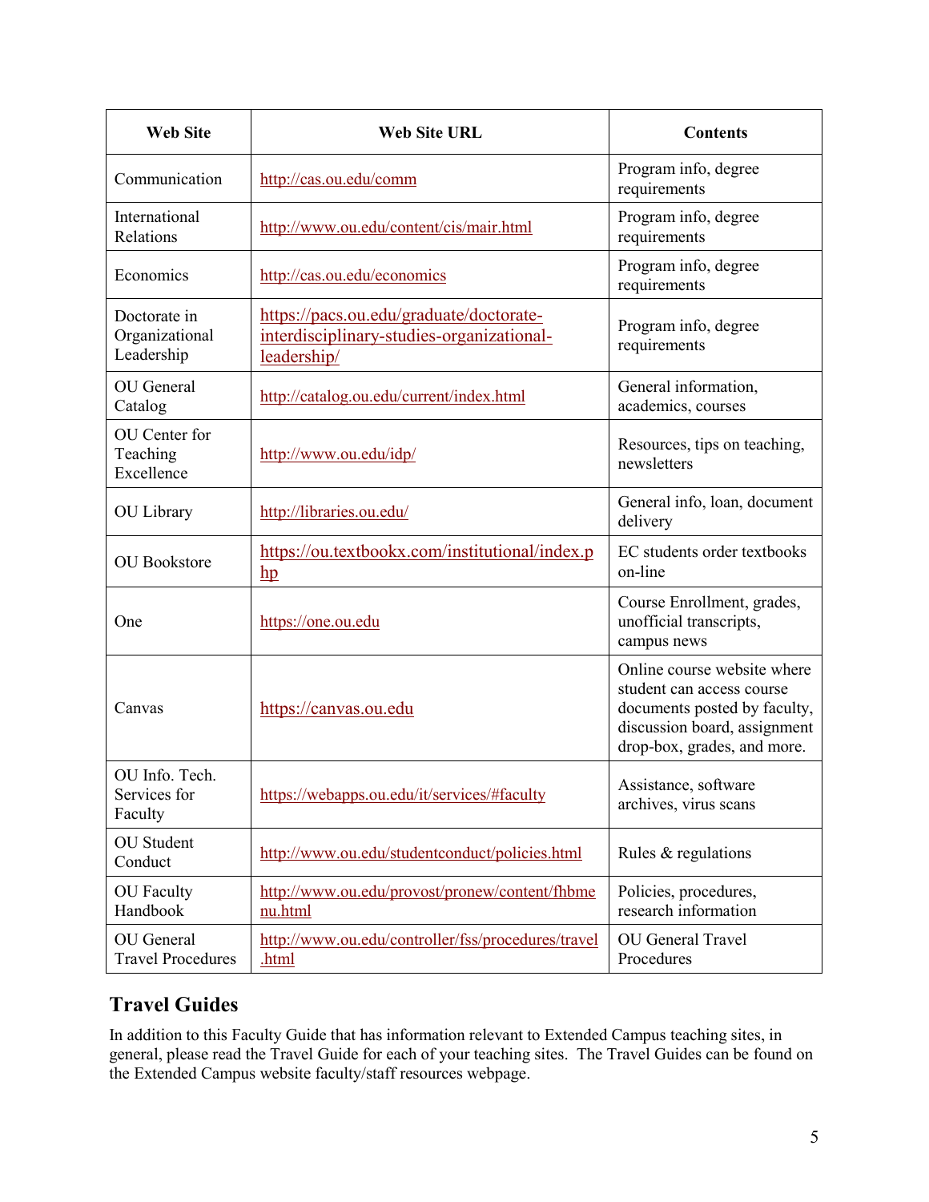| Web Site | Web Site URL | Contents |
|---|---|---|
| Communication | http://cas.ou.edu/comm | Program info, degree requirements |
| International Relations | http://www.ou.edu/content/cis/mair.html | Program info, degree requirements |
| Economics | http://cas.ou.edu/economics | Program info, degree requirements |
| Doctorate in Organizational Leadership | https://pacs.ou.edu/graduate/doctorate-interdisciplinary-studies-organizational-leadership/ | Program info, degree requirements |
| OU General Catalog | http://catalog.ou.edu/current/index.html | General information, academics, courses |
| OU Center for Teaching Excellence | http://www.ou.edu/idp/ | Resources, tips on teaching, newsletters |
| OU Library | http://libraries.ou.edu/ | General info, loan, document delivery |
| OU Bookstore | https://ou.textbookx.com/institutional/index.php | EC students order textbooks on-line |
| One | https://one.ou.edu | Course Enrollment, grades, unofficial transcripts, campus news |
| Canvas | https://canvas.ou.edu | Online course website where student can access course documents posted by faculty, discussion board, assignment drop-box, grades, and more. |
| OU Info. Tech. Services for Faculty | https://webapps.ou.edu/it/services/#faculty | Assistance, software archives, virus scans |
| OU Student Conduct | http://www.ou.edu/studentconduct/policies.html | Rules & regulations |
| OU Faculty Handbook | http://www.ou.edu/provost/pronew/content/fhbmenu.html | Policies, procedures, research information |
| OU General Travel Procedures | http://www.ou.edu/controller/fss/procedures/travel.html | OU General Travel Procedures |

## Travel Guides

In addition to this Faculty Guide that has information relevant to Extended Campus teaching sites, in general, please read the Travel Guide for each of your teaching sites. The Travel Guides can be found on the Extended Campus website faculty/staff resources webpage.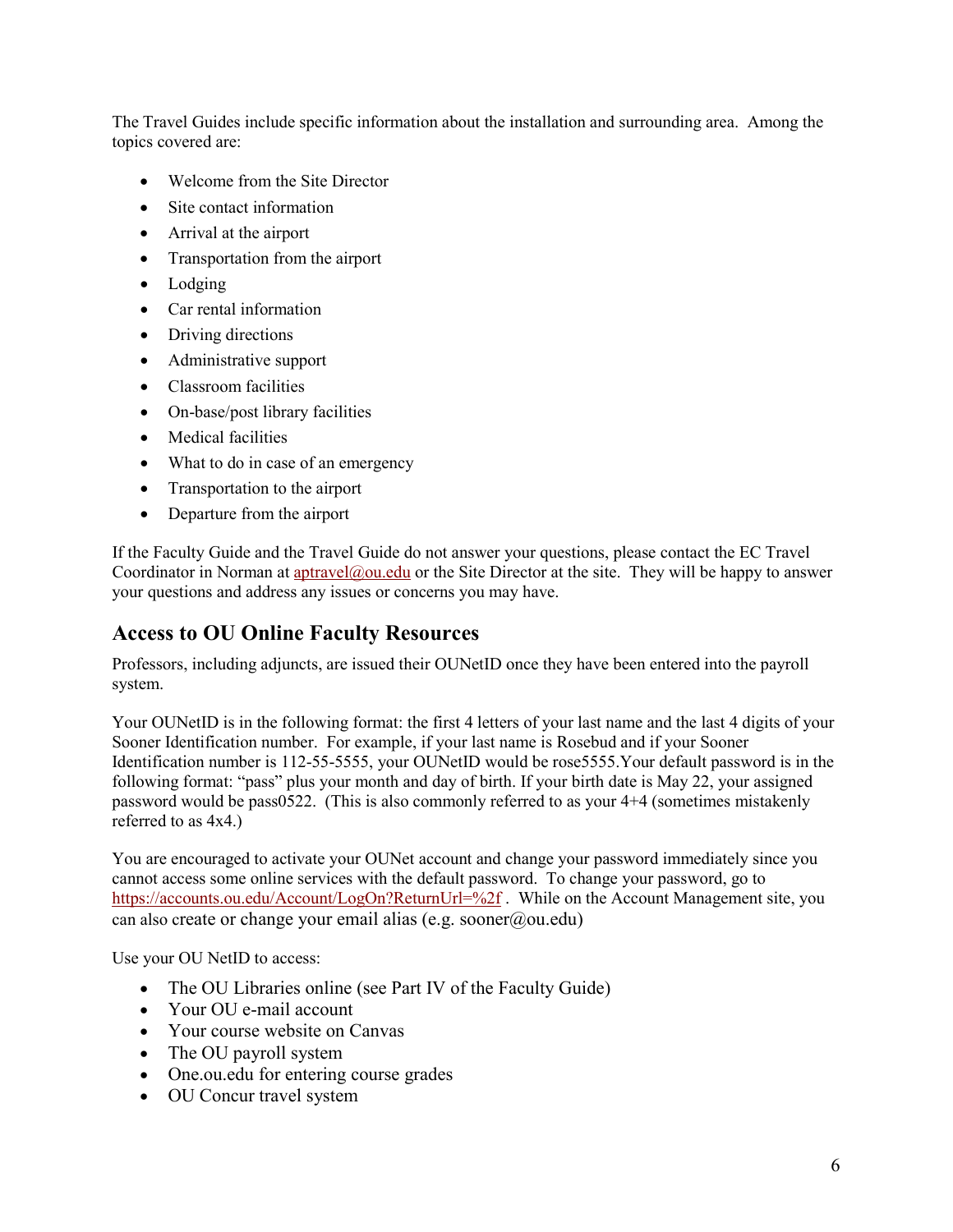The Travel Guides include specific information about the installation and surrounding area. Among the topics covered are:

- Welcome from the Site Director
- Site contact information
- Arrival at the airport
- Transportation from the airport
- Lodging
- Car rental information
- Driving directions
- Administrative support
- Classroom facilities
- On-base/post library facilities
- Medical facilities
- What to do in case of an emergency
- Transportation to the airport
- Departure from the airport

If the Faculty Guide and the Travel Guide do not answer your questions, please contact the EC Travel Coordinator in Norman at aptravel@ou.edu or the Site Director at the site. They will be happy to answer your questions and address any issues or concerns you may have.

## Access to OU Online Faculty Resources

Professors, including adjuncts, are issued their OUNetID once they have been entered into the payroll system.

Your OUNetID is in the following format: the first 4 letters of your last name and the last 4 digits of your Sooner Identification number. For example, if your last name is Rosebud and if your Sooner Identification number is 112-55-5555, your OUNetID would be rose5555.Your default password is in the following format: "pass" plus your month and day of birth. If your birth date is May 22, your assigned password would be pass0522. (This is also commonly referred to as your 4+4 (sometimes mistakenly referred to as 4x4.)

You are encouraged to activate your OUNet account and change your password immediately since you cannot access some online services with the default password. To change your password, go to https://accounts.ou.edu/Account/LogOn?ReturnUrl=%2f . While on the Account Management site, you can also create or change your email alias (e.g. sooner@ou.edu)

Use your OU NetID to access:

- The OU Libraries online (see Part IV of the Faculty Guide)
- Your OU e-mail account
- Your course website on Canvas
- The OU payroll system
- One.ou.edu for entering course grades
- OU Concur travel system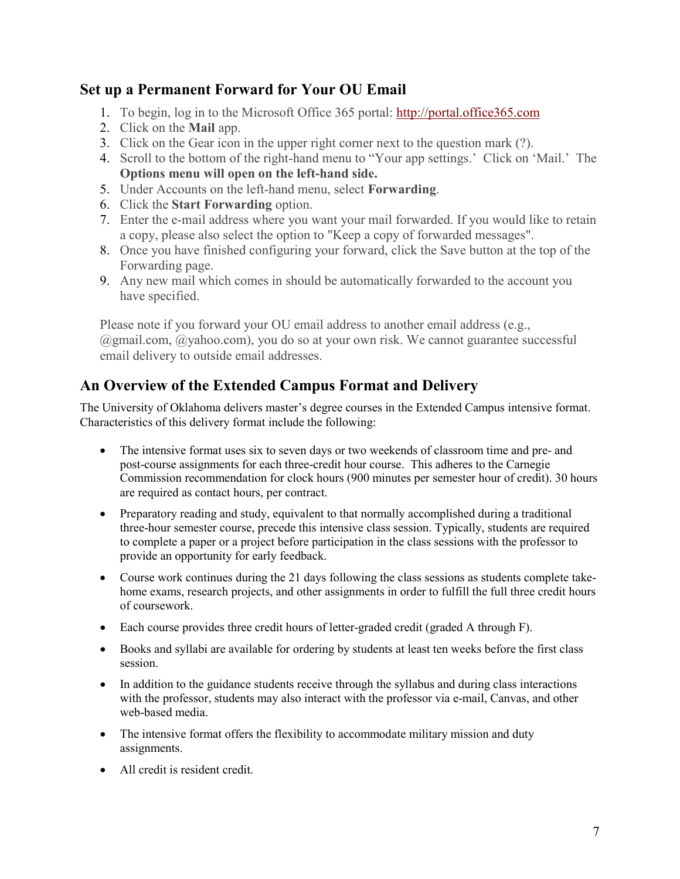## Set up a Permanent Forward for Your OU Email

1. To begin, log in to the Microsoft Office 365 portal: [http://portal.office365.com](http://portal.office365.com)
2. Click on the **Mail** app.
3. Click on the Gear icon in the upper right corner next to the question mark (?).
4. Scroll to the bottom of the right-hand menu to "Your app settings.' Click on 'Mail.' The **Options menu will open on the left-hand side.**
5. Under Accounts on the left-hand menu, select **Forwarding**.
6. Click the **Start Forwarding** option.
7. Enter the e-mail address where you want your mail forwarded. If you would like to retain a copy, please also select the option to "Keep a copy of forwarded messages".
8. Once you have finished configuring your forward, click the Save button at the top of the Forwarding page.
9. Any new mail which comes in should be automatically forwarded to the account you have specified.

Please note if you forward your OU email address to another email address (e.g., @gmail.com, @yahoo.com), you do so at your own risk. We cannot guarantee successful email delivery to outside email addresses.

## An Overview of the Extended Campus Format and Delivery

The University of Oklahoma delivers master's degree courses in the Extended Campus intensive format. Characteristics of this delivery format include the following:

- The intensive format uses six to seven days or two weekends of classroom time and pre- and post-course assignments for each three-credit hour course. This adheres to the Carnegie Commission recommendation for clock hours (900 minutes per semester hour of credit). 30 hours are required as contact hours, per contract.
- Preparatory reading and study, equivalent to that normally accomplished during a traditional three-hour semester course, precede this intensive class session. Typically, students are required to complete a paper or a project before participation in the class sessions with the professor to provide an opportunity for early feedback.
- Course work continues during the 21 days following the class sessions as students complete take-home exams, research projects, and other assignments in order to fulfill the full three credit hours of coursework.
- Each course provides three credit hours of letter-graded credit (graded A through F).
- Books and syllabi are available for ordering by students at least ten weeks before the first class session.
- In addition to the guidance students receive through the syllabus and during class interactions with the professor, students may also interact with the professor via e-mail, Canvas, and other web-based media.
- The intensive format offers the flexibility to accommodate military mission and duty assignments.
- All credit is resident credit.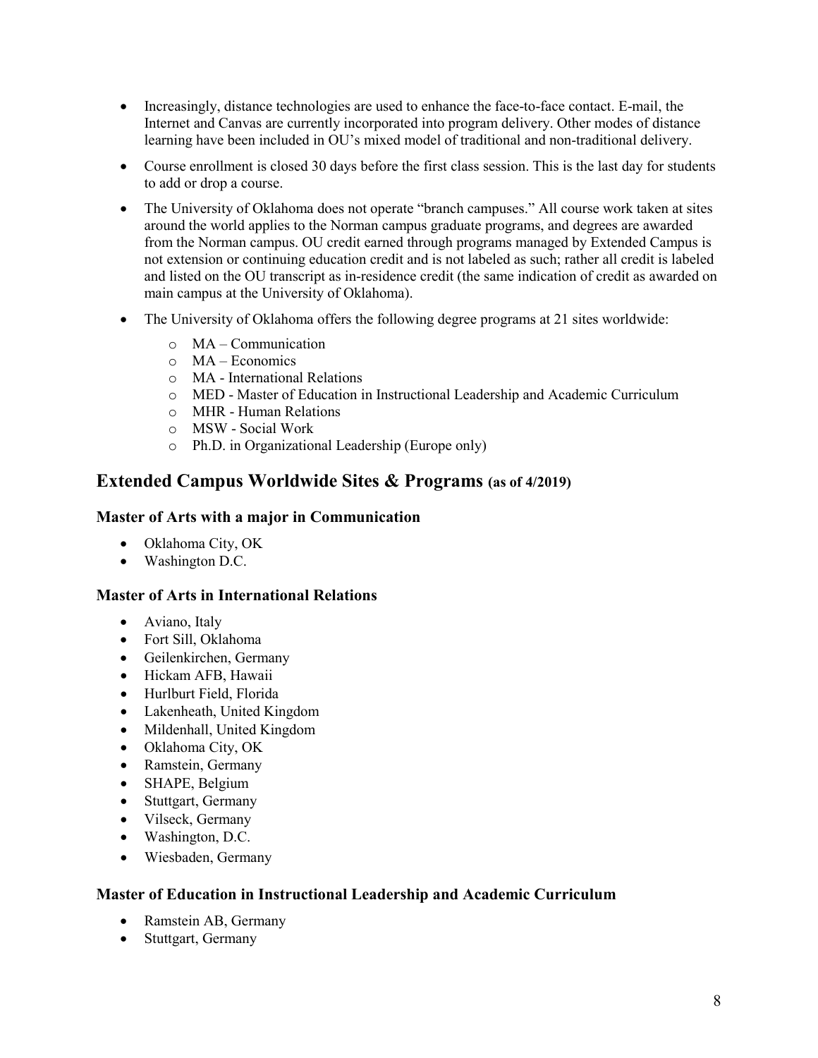- Increasingly, distance technologies are used to enhance the face-to-face contact. E-mail, the Internet and Canvas are currently incorporated into program delivery. Other modes of distance learning have been included in OU's mixed model of traditional and non-traditional delivery.
- Course enrollment is closed 30 days before the first class session. This is the last day for students to add or drop a course.
- The University of Oklahoma does not operate "branch campuses." All course work taken at sites around the world applies to the Norman campus graduate programs, and degrees are awarded from the Norman campus. OU credit earned through programs managed by Extended Campus is not extension or continuing education credit and is not labeled as such; rather all credit is labeled and listed on the OU transcript as in-residence credit (the same indication of credit as awarded on main campus at the University of Oklahoma).
- The University of Oklahoma offers the following degree programs at 21 sites worldwide:
  - MA – Communication
  - MA – Economics
  - MA - International Relations
  - MED - Master of Education in Instructional Leadership and Academic Curriculum
  - MHR - Human Relations
  - MSW - Social Work
  - Ph.D. in Organizational Leadership (Europe only)

## Extended Campus Worldwide Sites & Programs (as of 4/2019)

### Master of Arts with a major in Communication

- Oklahoma City, OK
- Washington D.C.

### Master of Arts in International Relations

- Aviano, Italy
- Fort Sill, Oklahoma
- Geilenkirchen, Germany
- Hickam AFB, Hawaii
- Hurlburt Field, Florida
- Lakenheath, United Kingdom
- Mildenhall, United Kingdom
- Oklahoma City, OK
- Ramstein, Germany
- SHAPE, Belgium
- Stuttgart, Germany
- Vilseck, Germany
- Washington, D.C.
- Wiesbaden, Germany

### Master of Education in Instructional Leadership and Academic Curriculum

- Ramstein AB, Germany
- Stuttgart, Germany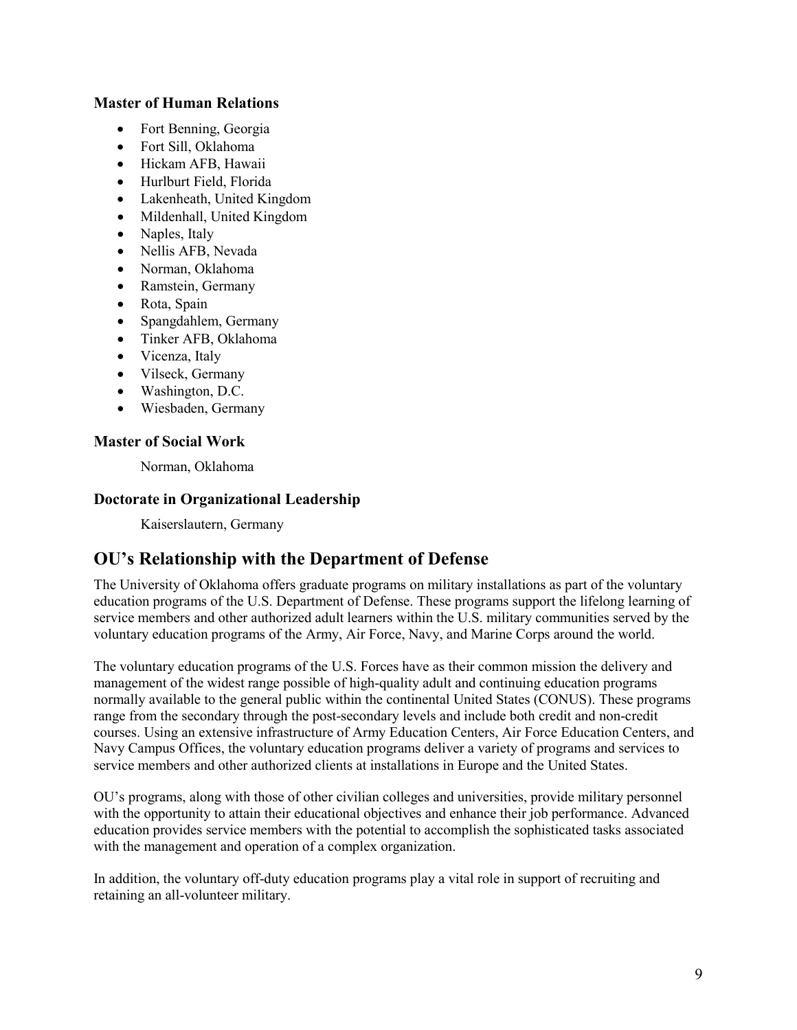### Master of Human Relations

- Fort Benning, Georgia
- Fort Sill, Oklahoma
- Hickam AFB, Hawaii
- Hurlburt Field, Florida
- Lakenheath, United Kingdom
- Mildenhall, United Kingdom
- Naples, Italy
- Nellis AFB, Nevada
- Norman, Oklahoma
- Ramstein, Germany
- Rota, Spain
- Spangdahlem, Germany
- Tinker AFB, Oklahoma
- Vicenza, Italy
- Vilseck, Germany
- Washington, D.C.
- Wiesbaden, Germany

### Master of Social Work

Norman, Oklahoma

### Doctorate in Organizational Leadership

Kaiserslautern, Germany

## OU's Relationship with the Department of Defense

The University of Oklahoma offers graduate programs on military installations as part of the voluntary education programs of the U.S. Department of Defense. These programs support the lifelong learning of service members and other authorized adult learners within the U.S. military communities served by the voluntary education programs of the Army, Air Force, Navy, and Marine Corps around the world.

The voluntary education programs of the U.S. Forces have as their common mission the delivery and management of the widest range possible of high-quality adult and continuing education programs normally available to the general public within the continental United States (CONUS). These programs range from the secondary through the post-secondary levels and include both credit and non-credit courses. Using an extensive infrastructure of Army Education Centers, Air Force Education Centers, and Navy Campus Offices, the voluntary education programs deliver a variety of programs and services to service members and other authorized clients at installations in Europe and the United States.

OU's programs, along with those of other civilian colleges and universities, provide military personnel with the opportunity to attain their educational objectives and enhance their job performance. Advanced education provides service members with the potential to accomplish the sophisticated tasks associated with the management and operation of a complex organization.

In addition, the voluntary off-duty education programs play a vital role in support of recruiting and retaining an all-volunteer military.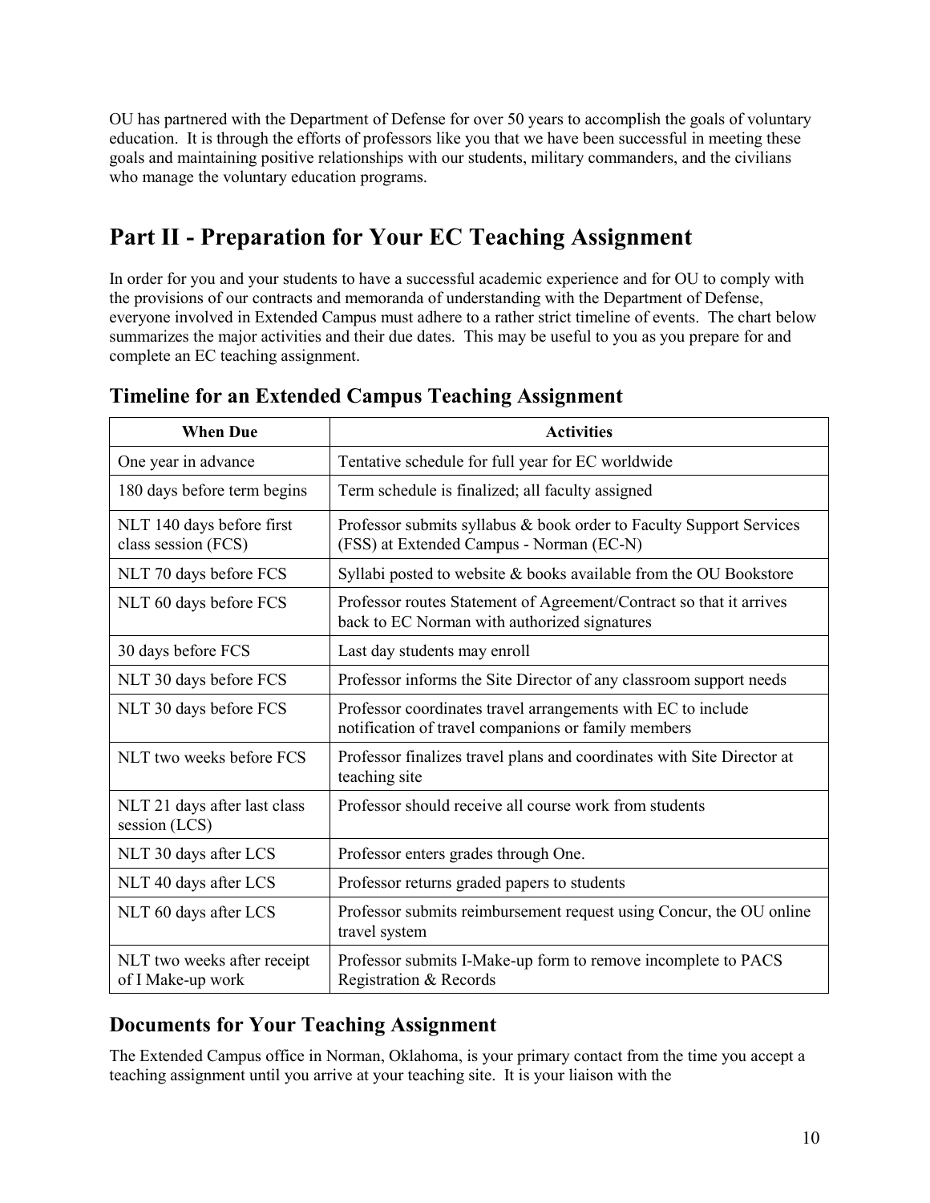OU has partnered with the Department of Defense for over 50 years to accomplish the goals of voluntary education. It is through the efforts of professors like you that we have been successful in meeting these goals and maintaining positive relationships with our students, military commanders, and the civilians who manage the voluntary education programs.

# Part II - Preparation for Your EC Teaching Assignment

In order for you and your students to have a successful academic experience and for OU to comply with the provisions of our contracts and memoranda of understanding with the Department of Defense, everyone involved in Extended Campus must adhere to a rather strict timeline of events. The chart below summarizes the major activities and their due dates. This may be useful to you as you prepare for and complete an EC teaching assignment.

## Timeline for an Extended Campus Teaching Assignment

| When Due | Activities |
| --- | --- |
| One year in advance | Tentative schedule for full year for EC worldwide |
| 180 days before term begins | Term schedule is finalized; all faculty assigned |
| NLT 140 days before first class session (FCS) | Professor submits syllabus & book order to Faculty Support Services (FSS) at Extended Campus - Norman (EC-N) |
| NLT 70 days before FCS | Syllabi posted to website & books available from the OU Bookstore |
| NLT 60 days before FCS | Professor routes Statement of Agreement/Contract so that it arrives back to EC Norman with authorized signatures |
| 30 days before FCS | Last day students may enroll |
| NLT 30 days before FCS | Professor informs the Site Director of any classroom support needs |
| NLT 30 days before FCS | Professor coordinates travel arrangements with EC to include notification of travel companions or family members |
| NLT two weeks before FCS | Professor finalizes travel plans and coordinates with Site Director at teaching site |
| NLT 21 days after last class session (LCS) | Professor should receive all course work from students |
| NLT 30 days after LCS | Professor enters grades through One. |
| NLT 40 days after LCS | Professor returns graded papers to students |
| NLT 60 days after LCS | Professor submits reimbursement request using Concur, the OU online travel system |
| NLT two weeks after receipt of I Make-up work | Professor submits I-Make-up form to remove incomplete to PACS Registration & Records |

## Documents for Your Teaching Assignment

The Extended Campus office in Norman, Oklahoma, is your primary contact from the time you accept a teaching assignment until you arrive at your teaching site. It is your liaison with the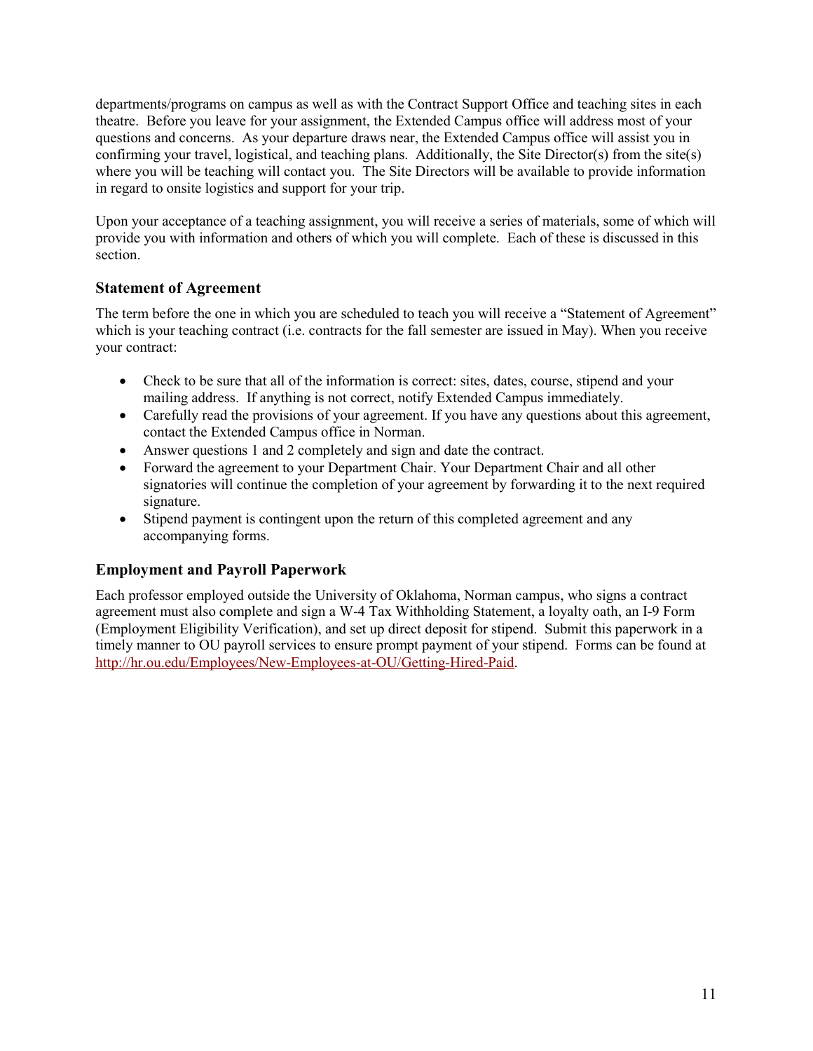departments/programs on campus as well as with the Contract Support Office and teaching sites in each theatre. Before you leave for your assignment, the Extended Campus office will address most of your questions and concerns. As your departure draws near, the Extended Campus office will assist you in confirming your travel, logistical, and teaching plans. Additionally, the Site Director(s) from the site(s) where you will be teaching will contact you. The Site Directors will be available to provide information in regard to onsite logistics and support for your trip.

Upon your acceptance of a teaching assignment, you will receive a series of materials, some of which will provide you with information and others of which you will complete. Each of these is discussed in this section.

### Statement of Agreement

The term before the one in which you are scheduled to teach you will receive a "Statement of Agreement" which is your teaching contract (i.e. contracts for the fall semester are issued in May). When you receive your contract:

- Check to be sure that all of the information is correct: sites, dates, course, stipend and your mailing address. If anything is not correct, notify Extended Campus immediately.
- Carefully read the provisions of your agreement. If you have any questions about this agreement, contact the Extended Campus office in Norman.
- Answer questions 1 and 2 completely and sign and date the contract.
- Forward the agreement to your Department Chair. Your Department Chair and all other signatories will continue the completion of your agreement by forwarding it to the next required signature.
- Stipend payment is contingent upon the return of this completed agreement and any accompanying forms.

### Employment and Payroll Paperwork

Each professor employed outside the University of Oklahoma, Norman campus, who signs a contract agreement must also complete and sign a W-4 Tax Withholding Statement, a loyalty oath, an I-9 Form (Employment Eligibility Verification), and set up direct deposit for stipend. Submit this paperwork in a timely manner to OU payroll services to ensure prompt payment of your stipend. Forms can be found at http://hr.ou.edu/Employees/New-Employees-at-OU/Getting-Hired-Paid.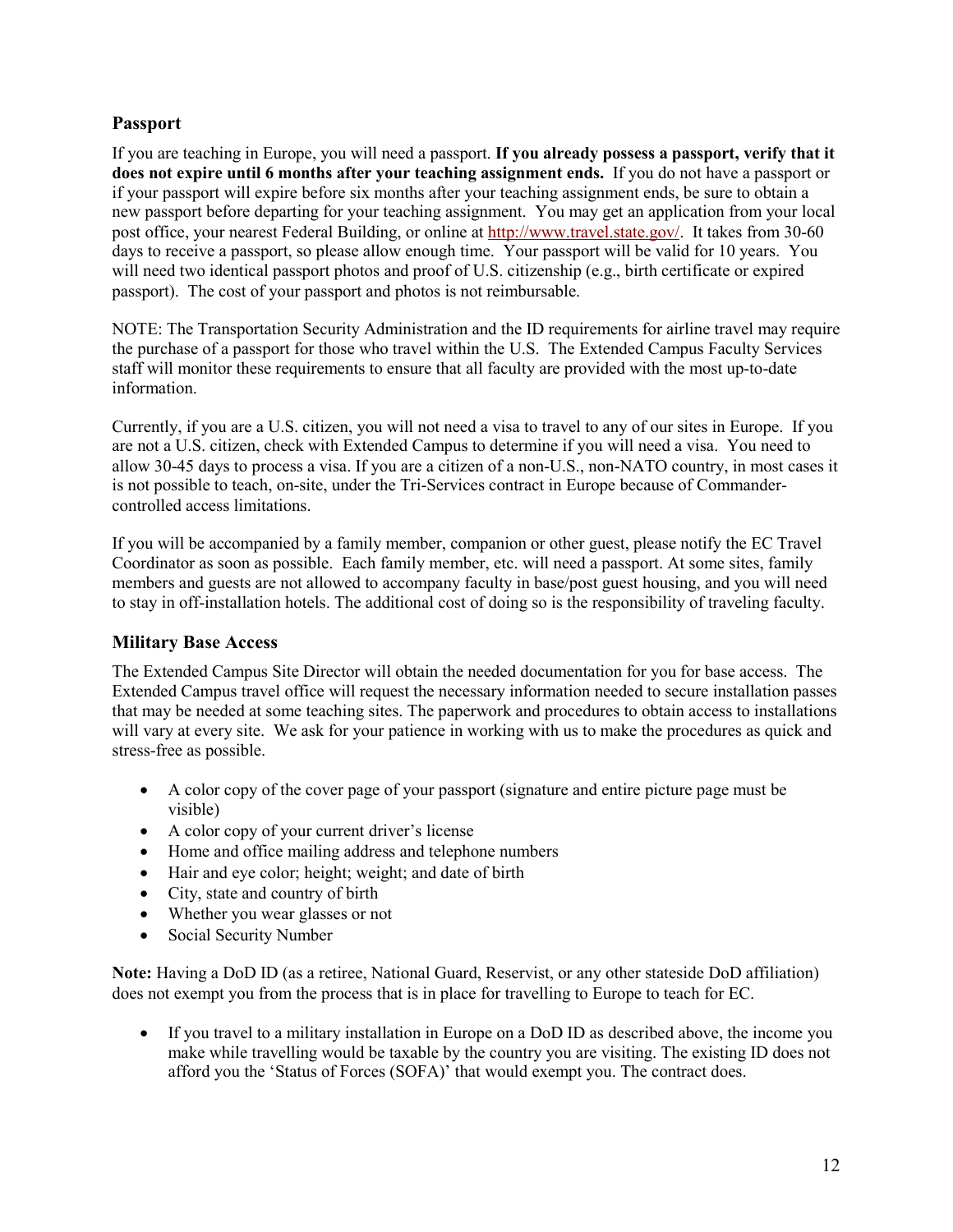## Passport

If you are teaching in Europe, you will need a passport. **If you already possess a passport, verify that it does not expire until 6 months after your teaching assignment ends.** If you do not have a passport or if your passport will expire before six months after your teaching assignment ends, be sure to obtain a new passport before departing for your teaching assignment. You may get an application from your local post office, your nearest Federal Building, or online at [http://www.travel.state.gov/](http://www.travel.state.gov/). It takes from 30-60 days to receive a passport, so please allow enough time. Your passport will be valid for 10 years. You will need two identical passport photos and proof of U.S. citizenship (e.g., birth certificate or expired passport). The cost of your passport and photos is not reimbursable.

NOTE: The Transportation Security Administration and the ID requirements for airline travel may require the purchase of a passport for those who travel within the U.S. The Extended Campus Faculty Services staff will monitor these requirements to ensure that all faculty are provided with the most up-to-date information.

Currently, if you are a U.S. citizen, you will not need a visa to travel to any of our sites in Europe. If you are not a U.S. citizen, check with Extended Campus to determine if you will need a visa. You need to allow 30-45 days to process a visa. If you are a citizen of a non-U.S., non-NATO country, in most cases it is not possible to teach, on-site, under the Tri-Services contract in Europe because of Commander-controlled access limitations.

If you will be accompanied by a family member, companion or other guest, please notify the EC Travel Coordinator as soon as possible. Each family member, etc. will need a passport. At some sites, family members and guests are not allowed to accompany faculty in base/post guest housing, and you will need to stay in off-installation hotels. The additional cost of doing so is the responsibility of traveling faculty.

## Military Base Access

The Extended Campus Site Director will obtain the needed documentation for you for base access. The Extended Campus travel office will request the necessary information needed to secure installation passes that may be needed at some teaching sites. The paperwork and procedures to obtain access to installations will vary at every site. We ask for your patience in working with us to make the procedures as quick and stress-free as possible.

- A color copy of the cover page of your passport (signature and entire picture page must be visible)
- A color copy of your current driver's license
- Home and office mailing address and telephone numbers
- Hair and eye color; height; weight; and date of birth
- City, state and country of birth
- Whether you wear glasses or not
- Social Security Number

**Note:** Having a DoD ID (as a retiree, National Guard, Reservist, or any other stateside DoD affiliation) does not exempt you from the process that is in place for travelling to Europe to teach for EC.

- If you travel to a military installation in Europe on a DoD ID as described above, the income you make while travelling would be taxable by the country you are visiting. The existing ID does not afford you the 'Status of Forces (SOFA)' that would exempt you. The contract does.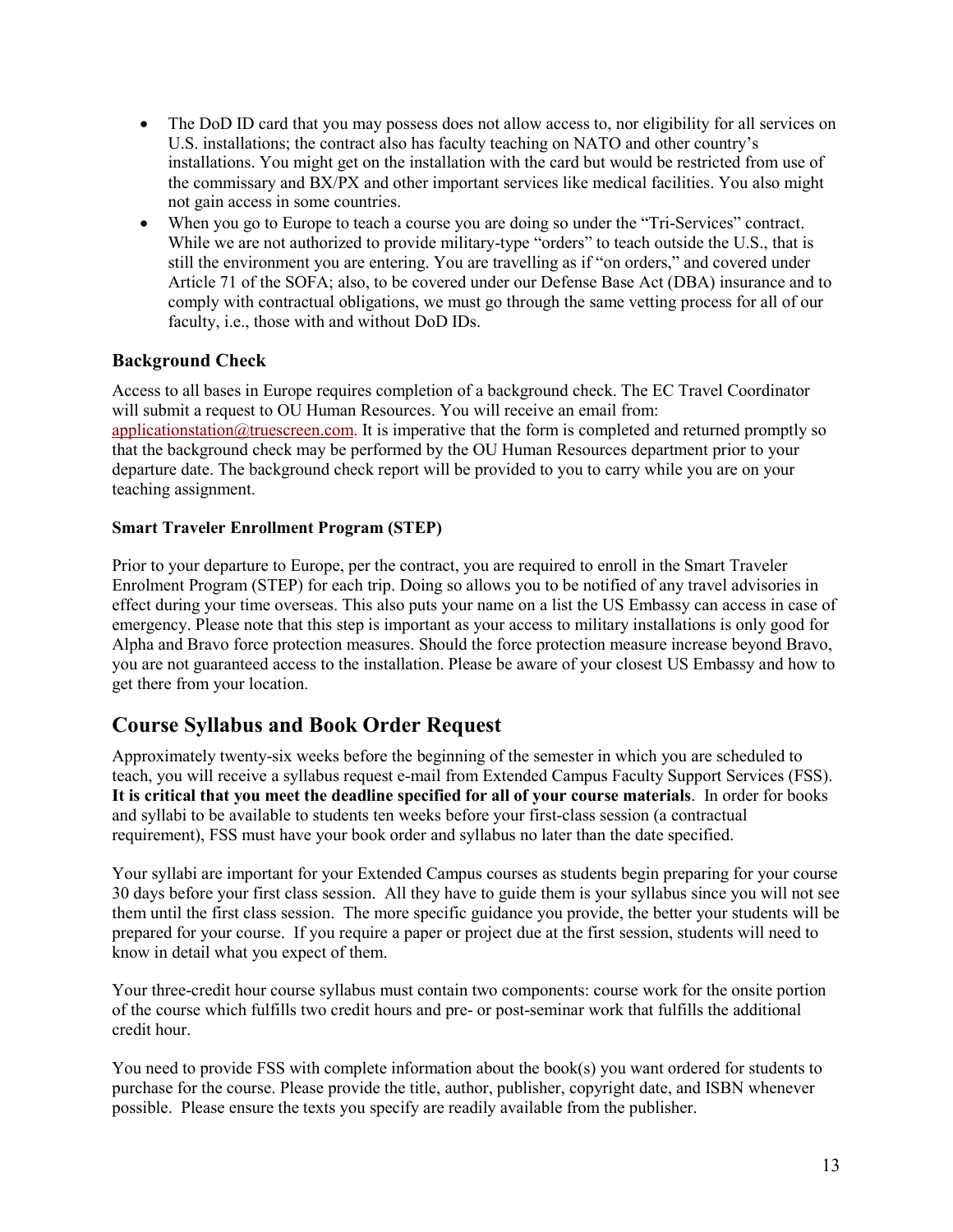- The DoD ID card that you may possess does not allow access to, nor eligibility for all services on U.S. installations; the contract also has faculty teaching on NATO and other country's installations. You might get on the installation with the card but would be restricted from use of the commissary and BX/PX and other important services like medical facilities. You also might not gain access in some countries.
- When you go to Europe to teach a course you are doing so under the "Tri-Services" contract. While we are not authorized to provide military-type "orders" to teach outside the U.S., that is still the environment you are entering. You are travelling as if "on orders," and covered under Article 71 of the SOFA; also, to be covered under our Defense Base Act (DBA) insurance and to comply with contractual obligations, we must go through the same vetting process for all of our faculty, i.e., those with and without DoD IDs.

### Background Check

Access to all bases in Europe requires completion of a background check. The EC Travel Coordinator will submit a request to OU Human Resources. You will receive an email from: applicationstation@truescreen.com. It is imperative that the form is completed and returned promptly so that the background check may be performed by the OU Human Resources department prior to your departure date. The background check report will be provided to you to carry while you are on your teaching assignment.

#### Smart Traveler Enrollment Program (STEP)

Prior to your departure to Europe, per the contract, you are required to enroll in the Smart Traveler Enrolment Program (STEP) for each trip. Doing so allows you to be notified of any travel advisories in effect during your time overseas. This also puts your name on a list the US Embassy can access in case of emergency. Please note that this step is important as your access to military installations is only good for Alpha and Bravo force protection measures. Should the force protection measure increase beyond Bravo, you are not guaranteed access to the installation. Please be aware of your closest US Embassy and how to get there from your location.

## Course Syllabus and Book Order Request

Approximately twenty-six weeks before the beginning of the semester in which you are scheduled to teach, you will receive a syllabus request e-mail from Extended Campus Faculty Support Services (FSS). **It is critical that you meet the deadline specified for all of your course materials**. In order for books and syllabi to be available to students ten weeks before your first-class session (a contractual requirement), FSS must have your book order and syllabus no later than the date specified.

Your syllabi are important for your Extended Campus courses as students begin preparing for your course 30 days before your first class session. All they have to guide them is your syllabus since you will not see them until the first class session. The more specific guidance you provide, the better your students will be prepared for your course. If you require a paper or project due at the first session, students will need to know in detail what you expect of them.

Your three-credit hour course syllabus must contain two components: course work for the onsite portion of the course which fulfills two credit hours and pre- or post-seminar work that fulfills the additional credit hour.

You need to provide FSS with complete information about the book(s) you want ordered for students to purchase for the course. Please provide the title, author, publisher, copyright date, and ISBN whenever possible. Please ensure the texts you specify are readily available from the publisher.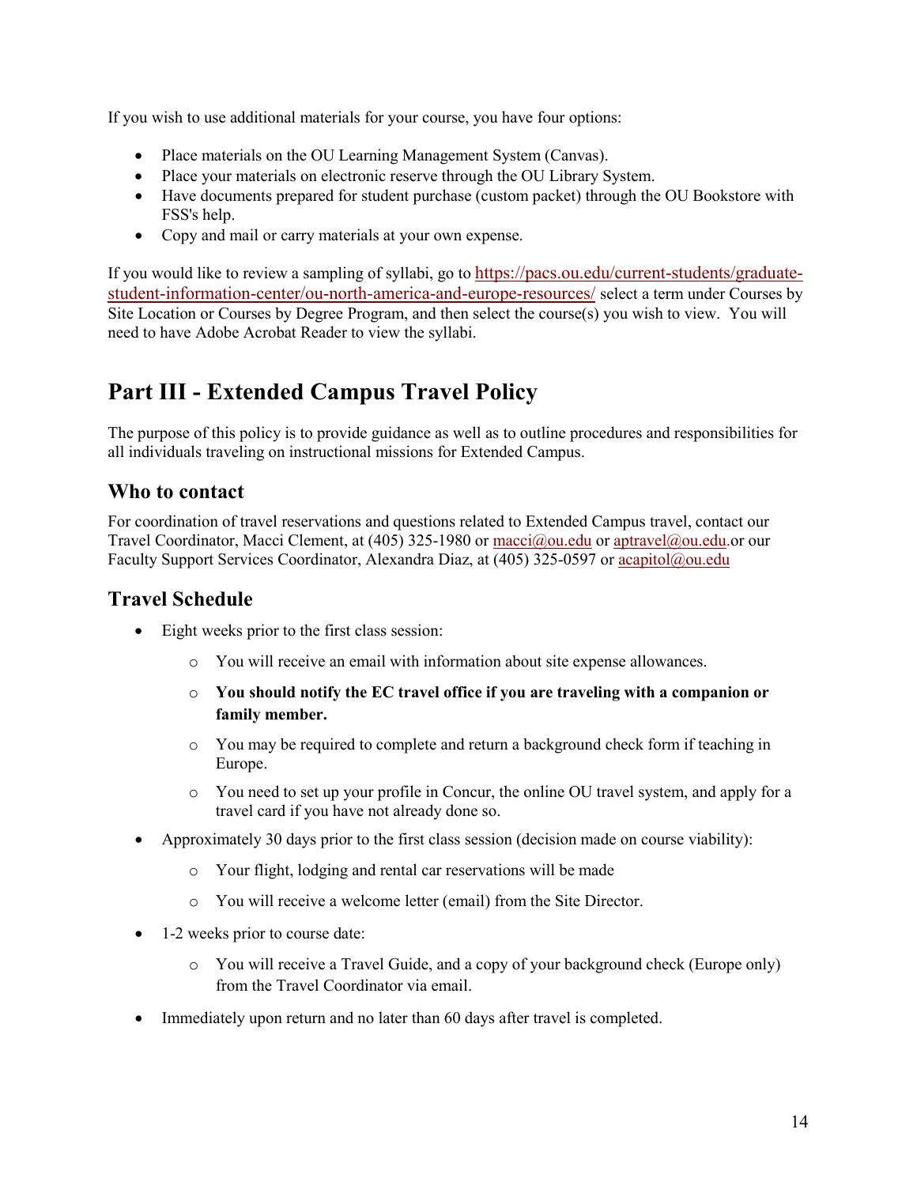If you wish to use additional materials for your course, you have four options:

- Place materials on the OU Learning Management System (Canvas).
- Place your materials on electronic reserve through the OU Library System.
- Have documents prepared for student purchase (custom packet) through the OU Bookstore with FSS's help.
- Copy and mail or carry materials at your own expense.

If you would like to review a sampling of syllabi, go to https://pacs.ou.edu/current-students/graduate-student-information-center/ou-north-america-and-europe-resources/ select a term under Courses by Site Location or Courses by Degree Program, and then select the course(s) you wish to view. You will need to have Adobe Acrobat Reader to view the syllabi.

# Part III - Extended Campus Travel Policy

The purpose of this policy is to provide guidance as well as to outline procedures and responsibilities for all individuals traveling on instructional missions for Extended Campus.

## Who to contact

For coordination of travel reservations and questions related to Extended Campus travel, contact our Travel Coordinator, Macci Clement, at (405) 325-1980 or macci@ou.edu or aptravel@ou.edu.or our Faculty Support Services Coordinator, Alexandra Diaz, at (405) 325-0597 or acapitol@ou.edu

## Travel Schedule

- Eight weeks prior to the first class session:
  - You will receive an email with information about site expense allowances.
  - **You should notify the EC travel office if you are traveling with a companion or family member.**
  - You may be required to complete and return a background check form if teaching in Europe.
  - You need to set up your profile in Concur, the online OU travel system, and apply for a travel card if you have not already done so.
- Approximately 30 days prior to the first class session (decision made on course viability):
  - Your flight, lodging and rental car reservations will be made
  - You will receive a welcome letter (email) from the Site Director.
- 1-2 weeks prior to course date:
  - You will receive a Travel Guide, and a copy of your background check (Europe only) from the Travel Coordinator via email.
- Immediately upon return and no later than 60 days after travel is completed.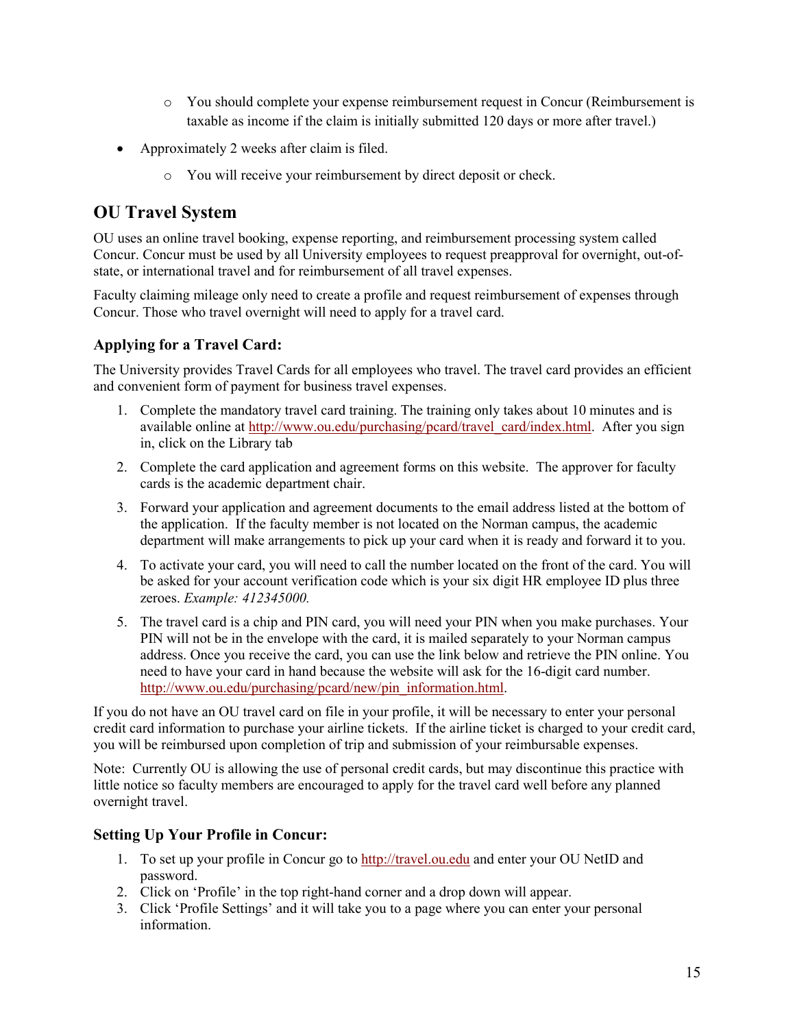- You should complete your expense reimbursement request in Concur (Reimbursement is taxable as income if the claim is initially submitted 120 days or more after travel.)
- Approximately 2 weeks after claim is filed.
  - You will receive your reimbursement by direct deposit or check.

## OU Travel System

OU uses an online travel booking, expense reporting, and reimbursement processing system called Concur. Concur must be used by all University employees to request preapproval for overnight, out-of-state, or international travel and for reimbursement of all travel expenses.

Faculty claiming mileage only need to create a profile and request reimbursement of expenses through Concur. Those who travel overnight will need to apply for a travel card.

### Applying for a Travel Card:

The University provides Travel Cards for all employees who travel. The travel card provides an efficient and convenient form of payment for business travel expenses.

1. Complete the mandatory travel card training. The training only takes about 10 minutes and is available online at http://www.ou.edu/purchasing/pcard/travel_card/index.html. After you sign in, click on the Library tab
2. Complete the card application and agreement forms on this website. The approver for faculty cards is the academic department chair.
3. Forward your application and agreement documents to the email address listed at the bottom of the application. If the faculty member is not located on the Norman campus, the academic department will make arrangements to pick up your card when it is ready and forward it to you.
4. To activate your card, you will need to call the number located on the front of the card. You will be asked for your account verification code which is your six digit HR employee ID plus three zeroes. *Example: 412345000.*
5. The travel card is a chip and PIN card, you will need your PIN when you make purchases. Your PIN will not be in the envelope with the card, it is mailed separately to your Norman campus address. Once you receive the card, you can use the link below and retrieve the PIN online. You need to have your card in hand because the website will ask for the 16-digit card number. http://www.ou.edu/purchasing/pcard/new/pin_information.html.

If you do not have an OU travel card on file in your profile, it will be necessary to enter your personal credit card information to purchase your airline tickets. If the airline ticket is charged to your credit card, you will be reimbursed upon completion of trip and submission of your reimbursable expenses.

Note: Currently OU is allowing the use of personal credit cards, but may discontinue this practice with little notice so faculty members are encouraged to apply for the travel card well before any planned overnight travel.

### Setting Up Your Profile in Concur:

1. To set up your profile in Concur go to http://travel.ou.edu and enter your OU NetID and password.
2. Click on 'Profile' in the top right-hand corner and a drop down will appear.
3. Click 'Profile Settings' and it will take you to a page where you can enter your personal information.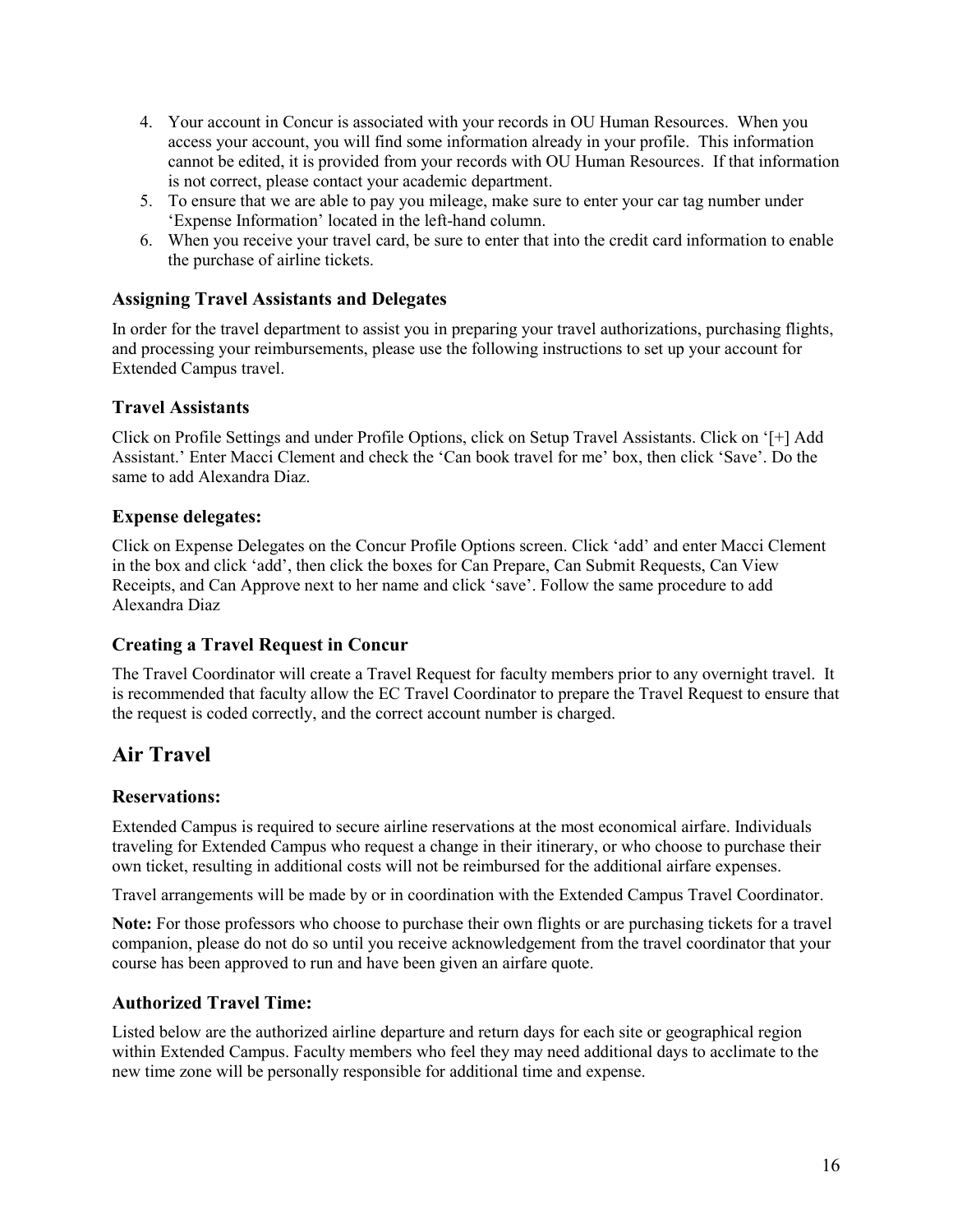4. Your account in Concur is associated with your records in OU Human Resources. When you access your account, you will find some information already in your profile. This information cannot be edited, it is provided from your records with OU Human Resources. If that information is not correct, please contact your academic department.
5. To ensure that we are able to pay you mileage, make sure to enter your car tag number under 'Expense Information' located in the left-hand column.
6. When you receive your travel card, be sure to enter that into the credit card information to enable the purchase of airline tickets.

### Assigning Travel Assistants and Delegates

In order for the travel department to assist you in preparing your travel authorizations, purchasing flights, and processing your reimbursements, please use the following instructions to set up your account for Extended Campus travel.

### Travel Assistants

Click on Profile Settings and under Profile Options, click on Setup Travel Assistants. Click on '[+] Add Assistant.' Enter Macci Clement and check the 'Can book travel for me' box, then click 'Save'. Do the same to add Alexandra Diaz.

### Expense delegates:

Click on Expense Delegates on the Concur Profile Options screen. Click 'add' and enter Macci Clement in the box and click 'add', then click the boxes for Can Prepare, Can Submit Requests, Can View Receipts, and Can Approve next to her name and click 'save'. Follow the same procedure to add Alexandra Diaz

### Creating a Travel Request in Concur

The Travel Coordinator will create a Travel Request for faculty members prior to any overnight travel. It is recommended that faculty allow the EC Travel Coordinator to prepare the Travel Request to ensure that the request is coded correctly, and the correct account number is charged.

## Air Travel

### Reservations:

Extended Campus is required to secure airline reservations at the most economical airfare. Individuals traveling for Extended Campus who request a change in their itinerary, or who choose to purchase their own ticket, resulting in additional costs will not be reimbursed for the additional airfare expenses.

Travel arrangements will be made by or in coordination with the Extended Campus Travel Coordinator.

**Note:** For those professors who choose to purchase their own flights or are purchasing tickets for a travel companion, please do not do so until you receive acknowledgement from the travel coordinator that your course has been approved to run and have been given an airfare quote.

### Authorized Travel Time:

Listed below are the authorized airline departure and return days for each site or geographical region within Extended Campus. Faculty members who feel they may need additional days to acclimate to the new time zone will be personally responsible for additional time and expense.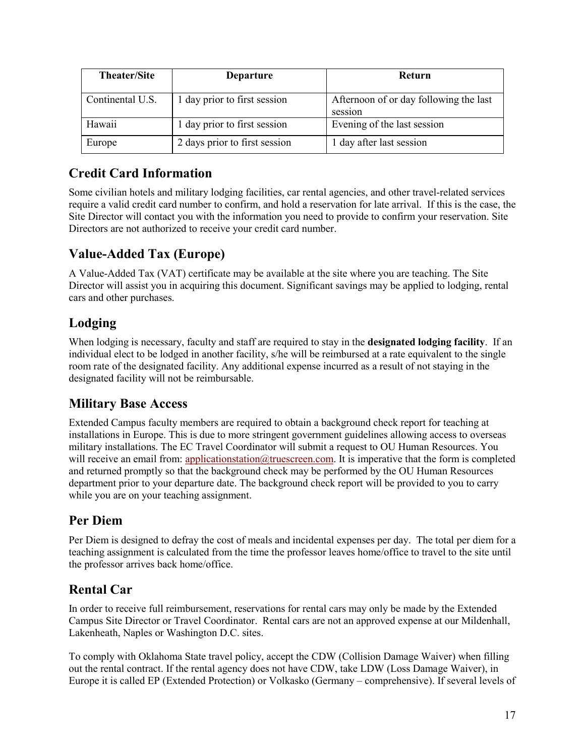| Theater/Site | Departure | Return |
|---|---|---|
| Continental U.S. | 1 day prior to first session | Afternoon of or day following the last session |
| Hawaii | 1 day prior to first session | Evening of the last session |
| Europe | 2 days prior to first session | 1 day after last session |

## Credit Card Information

Some civilian hotels and military lodging facilities, car rental agencies, and other travel-related services require a valid credit card number to confirm, and hold a reservation for late arrival. If this is the case, the Site Director will contact you with the information you need to provide to confirm your reservation. Site Directors are not authorized to receive your credit card number.

## Value-Added Tax (Europe)

A Value-Added Tax (VAT) certificate may be available at the site where you are teaching. The Site Director will assist you in acquiring this document. Significant savings may be applied to lodging, rental cars and other purchases.

## Lodging

When lodging is necessary, faculty and staff are required to stay in the **designated lodging facility**. If an individual elect to be lodged in another facility, s/he will be reimbursed at a rate equivalent to the single room rate of the designated facility. Any additional expense incurred as a result of not staying in the designated facility will not be reimbursable.

## Military Base Access

Extended Campus faculty members are required to obtain a background check report for teaching at installations in Europe. This is due to more stringent government guidelines allowing access to overseas military installations. The EC Travel Coordinator will submit a request to OU Human Resources. You will receive an email from: applicationstation@truescreen.com. It is imperative that the form is completed and returned promptly so that the background check may be performed by the OU Human Resources department prior to your departure date. The background check report will be provided to you to carry while you are on your teaching assignment.

## Per Diem

Per Diem is designed to defray the cost of meals and incidental expenses per day. The total per diem for a teaching assignment is calculated from the time the professor leaves home/office to travel to the site until the professor arrives back home/office.

## Rental Car

In order to receive full reimbursement, reservations for rental cars may only be made by the Extended Campus Site Director or Travel Coordinator. Rental cars are not an approved expense at our Mildenhall, Lakenheath, Naples or Washington D.C. sites.

To comply with Oklahoma State travel policy, accept the CDW (Collision Damage Waiver) when filling out the rental contract. If the rental agency does not have CDW, take LDW (Loss Damage Waiver), in Europe it is called EP (Extended Protection) or Volkasko (Germany – comprehensive). If several levels of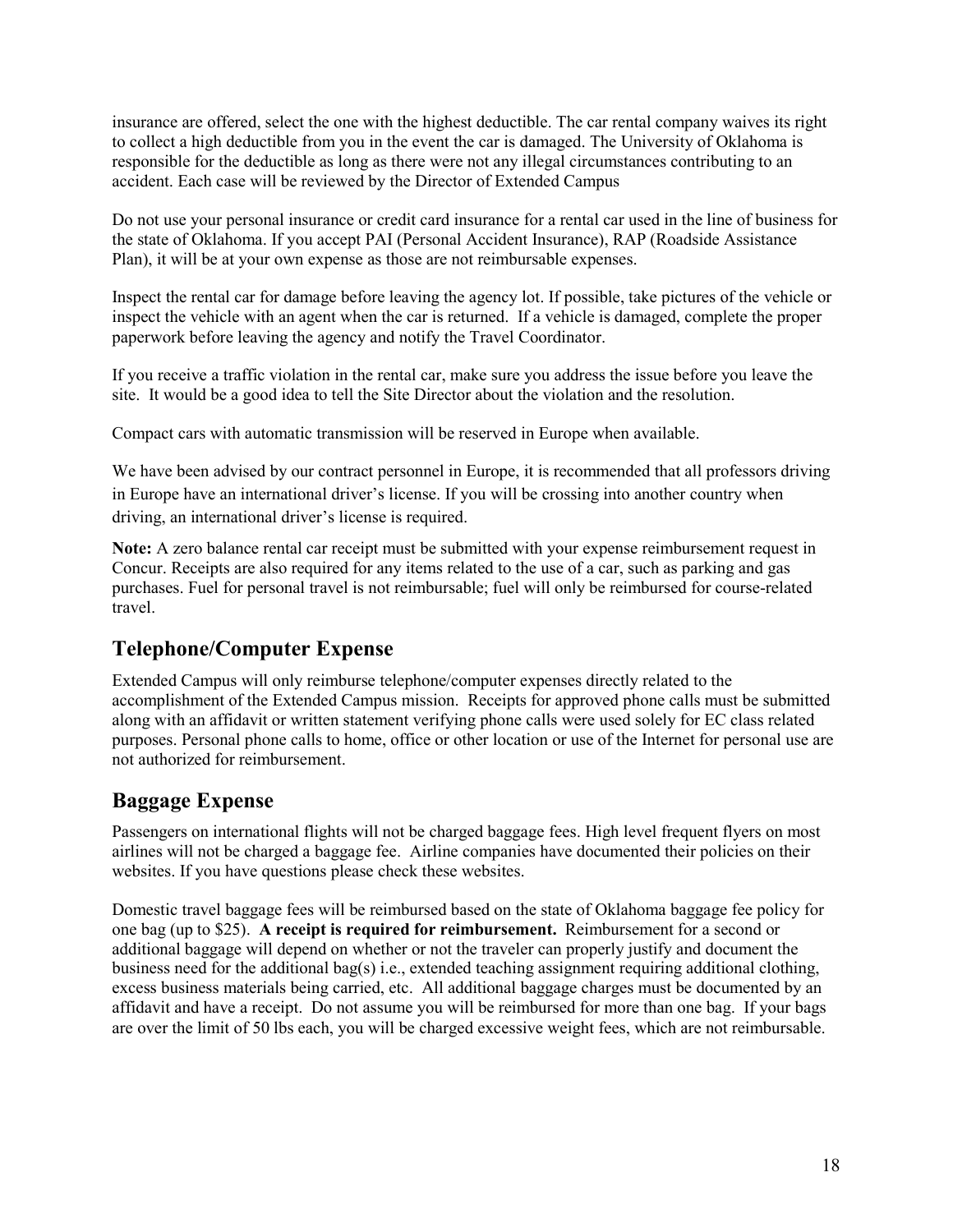insurance are offered, select the one with the highest deductible. The car rental company waives its right to collect a high deductible from you in the event the car is damaged. The University of Oklahoma is responsible for the deductible as long as there were not any illegal circumstances contributing to an accident. Each case will be reviewed by the Director of Extended Campus

Do not use your personal insurance or credit card insurance for a rental car used in the line of business for the state of Oklahoma. If you accept PAI (Personal Accident Insurance), RAP (Roadside Assistance Plan), it will be at your own expense as those are not reimbursable expenses.

Inspect the rental car for damage before leaving the agency lot. If possible, take pictures of the vehicle or inspect the vehicle with an agent when the car is returned. If a vehicle is damaged, complete the proper paperwork before leaving the agency and notify the Travel Coordinator.

If you receive a traffic violation in the rental car, make sure you address the issue before you leave the site. It would be a good idea to tell the Site Director about the violation and the resolution.

Compact cars with automatic transmission will be reserved in Europe when available.

We have been advised by our contract personnel in Europe, it is recommended that all professors driving in Europe have an international driver's license. If you will be crossing into another country when driving, an international driver's license is required.

**Note:** A zero balance rental car receipt must be submitted with your expense reimbursement request in Concur. Receipts are also required for any items related to the use of a car, such as parking and gas purchases. Fuel for personal travel is not reimbursable; fuel will only be reimbursed for course-related travel.

## Telephone/Computer Expense

Extended Campus will only reimburse telephone/computer expenses directly related to the accomplishment of the Extended Campus mission. Receipts for approved phone calls must be submitted along with an affidavit or written statement verifying phone calls were used solely for EC class related purposes. Personal phone calls to home, office or other location or use of the Internet for personal use are not authorized for reimbursement.

## Baggage Expense

Passengers on international flights will not be charged baggage fees. High level frequent flyers on most airlines will not be charged a baggage fee. Airline companies have documented their policies on their websites. If you have questions please check these websites.

Domestic travel baggage fees will be reimbursed based on the state of Oklahoma baggage fee policy for one bag (up to $25). **A receipt is required for reimbursement.** Reimbursement for a second or additional baggage will depend on whether or not the traveler can properly justify and document the business need for the additional bag(s) i.e., extended teaching assignment requiring additional clothing, excess business materials being carried, etc. All additional baggage charges must be documented by an affidavit and have a receipt. Do not assume you will be reimbursed for more than one bag. If your bags are over the limit of 50 lbs each, you will be charged excessive weight fees, which are not reimbursable.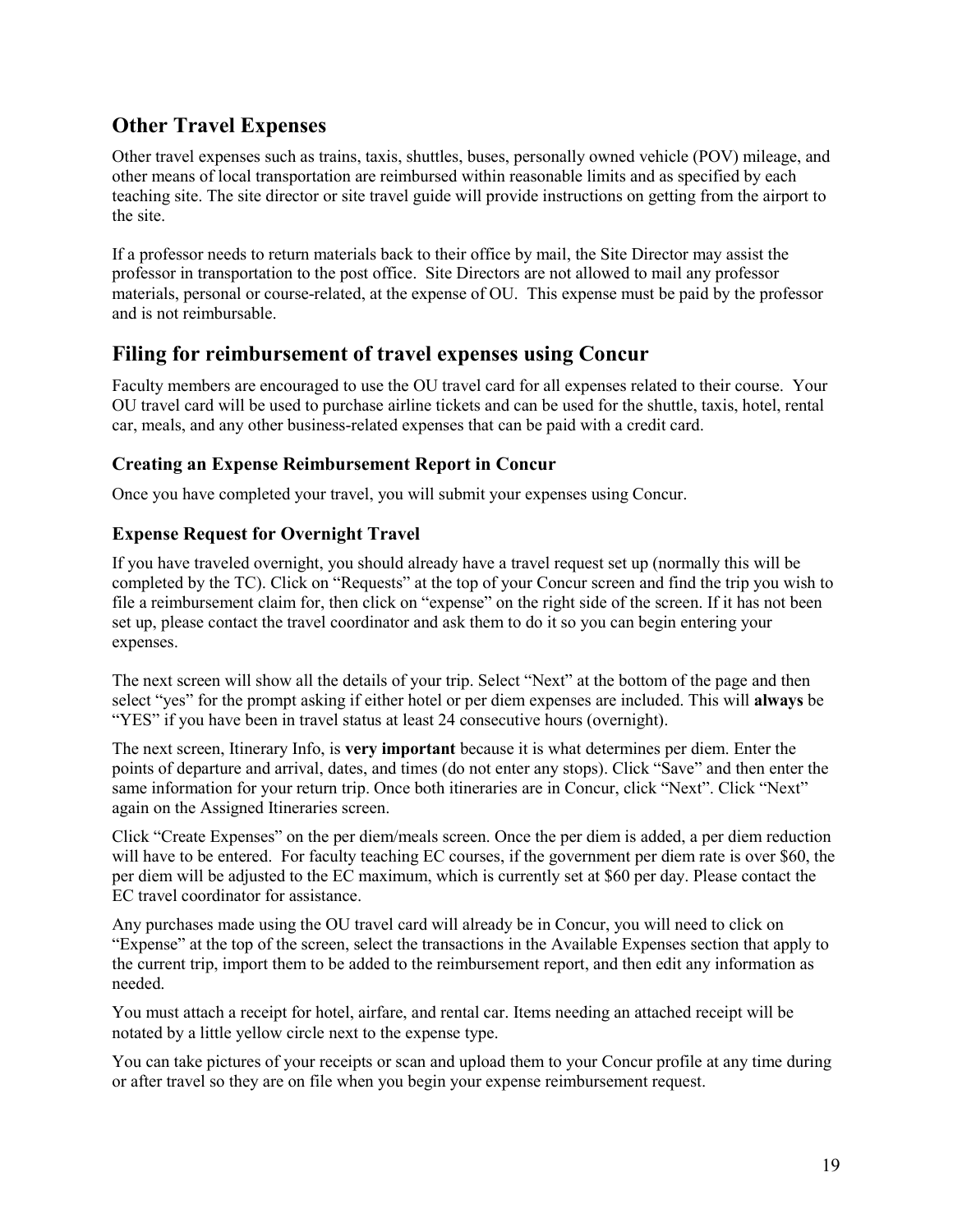## Other Travel Expenses

Other travel expenses such as trains, taxis, shuttles, buses, personally owned vehicle (POV) mileage, and other means of local transportation are reimbursed within reasonable limits and as specified by each teaching site. The site director or site travel guide will provide instructions on getting from the airport to the site.

If a professor needs to return materials back to their office by mail, the Site Director may assist the professor in transportation to the post office. Site Directors are not allowed to mail any professor materials, personal or course-related, at the expense of OU. This expense must be paid by the professor and is not reimbursable.

## Filing for reimbursement of travel expenses using Concur

Faculty members are encouraged to use the OU travel card for all expenses related to their course. Your OU travel card will be used to purchase airline tickets and can be used for the shuttle, taxis, hotel, rental car, meals, and any other business-related expenses that can be paid with a credit card.

### Creating an Expense Reimbursement Report in Concur

Once you have completed your travel, you will submit your expenses using Concur.

### Expense Request for Overnight Travel

If you have traveled overnight, you should already have a travel request set up (normally this will be completed by the TC). Click on "Requests" at the top of your Concur screen and find the trip you wish to file a reimbursement claim for, then click on "expense" on the right side of the screen. If it has not been set up, please contact the travel coordinator and ask them to do it so you can begin entering your expenses.

The next screen will show all the details of your trip. Select "Next" at the bottom of the page and then select "yes" for the prompt asking if either hotel or per diem expenses are included. This will **always** be "YES" if you have been in travel status at least 24 consecutive hours (overnight).

The next screen, Itinerary Info, is **very important** because it is what determines per diem. Enter the points of departure and arrival, dates, and times (do not enter any stops). Click "Save" and then enter the same information for your return trip. Once both itineraries are in Concur, click "Next". Click "Next" again on the Assigned Itineraries screen.

Click "Create Expenses" on the per diem/meals screen. Once the per diem is added, a per diem reduction will have to be entered. For faculty teaching EC courses, if the government per diem rate is over $60, the per diem will be adjusted to the EC maximum, which is currently set at $60 per day. Please contact the EC travel coordinator for assistance.

Any purchases made using the OU travel card will already be in Concur, you will need to click on "Expense" at the top of the screen, select the transactions in the Available Expenses section that apply to the current trip, import them to be added to the reimbursement report, and then edit any information as needed.

You must attach a receipt for hotel, airfare, and rental car. Items needing an attached receipt will be notated by a little yellow circle next to the expense type.

You can take pictures of your receipts or scan and upload them to your Concur profile at any time during or after travel so they are on file when you begin your expense reimbursement request.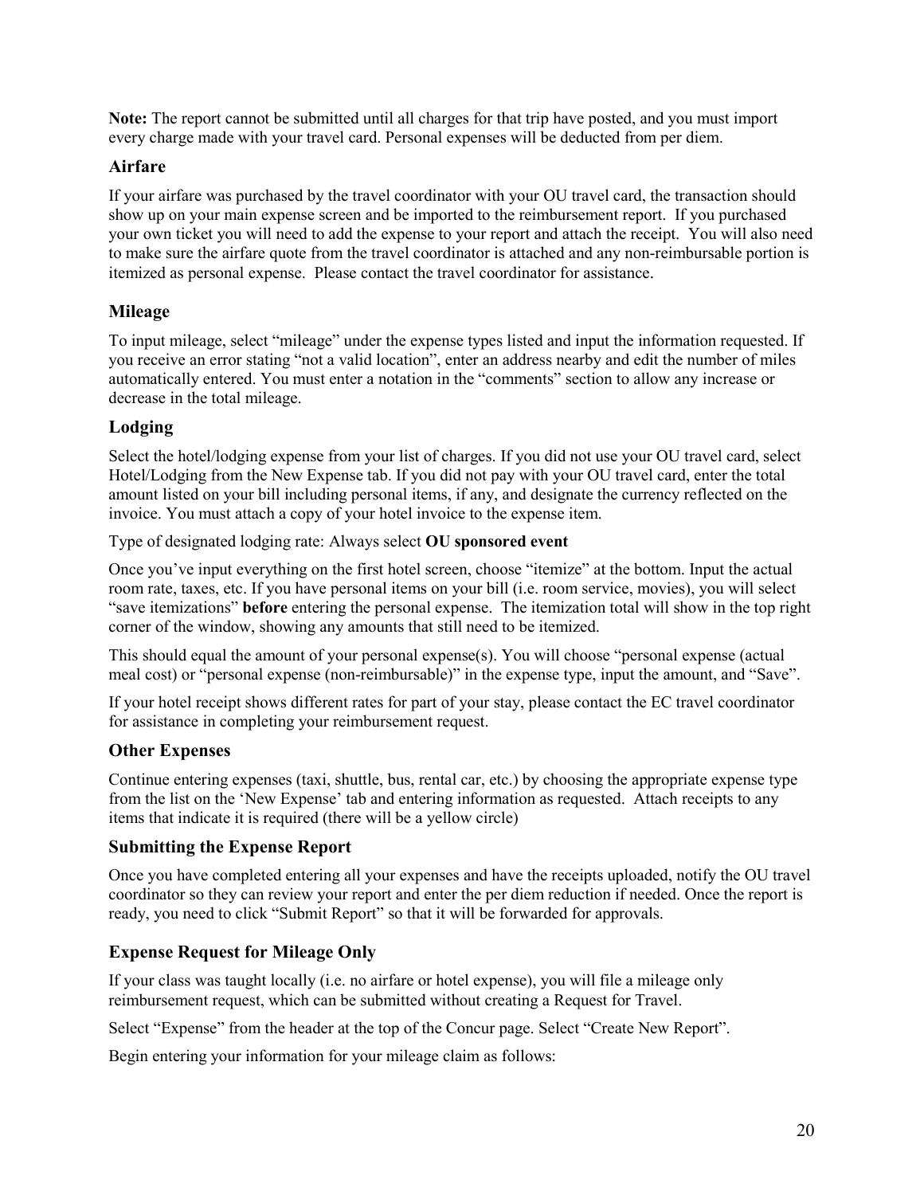**Note:** The report cannot be submitted until all charges for that trip have posted, and you must import every charge made with your travel card. Personal expenses will be deducted from per diem.

### Airfare

If your airfare was purchased by the travel coordinator with your OU travel card, the transaction should show up on your main expense screen and be imported to the reimbursement report. If you purchased your own ticket you will need to add the expense to your report and attach the receipt. You will also need to make sure the airfare quote from the travel coordinator is attached and any non-reimbursable portion is itemized as personal expense. Please contact the travel coordinator for assistance.

### Mileage

To input mileage, select "mileage" under the expense types listed and input the information requested. If you receive an error stating "not a valid location", enter an address nearby and edit the number of miles automatically entered. You must enter a notation in the "comments" section to allow any increase or decrease in the total mileage.

### Lodging

Select the hotel/lodging expense from your list of charges. If you did not use your OU travel card, select Hotel/Lodging from the New Expense tab. If you did not pay with your OU travel card, enter the total amount listed on your bill including personal items, if any, and designate the currency reflected on the invoice. You must attach a copy of your hotel invoice to the expense item.

Type of designated lodging rate: Always select **OU sponsored event**

Once you've input everything on the first hotel screen, choose "itemize" at the bottom. Input the actual room rate, taxes, etc. If you have personal items on your bill (i.e. room service, movies), you will select "save itemizations" **before** entering the personal expense. The itemization total will show in the top right corner of the window, showing any amounts that still need to be itemized.

This should equal the amount of your personal expense(s). You will choose "personal expense (actual meal cost) or "personal expense (non-reimbursable)" in the expense type, input the amount, and "Save".

If your hotel receipt shows different rates for part of your stay, please contact the EC travel coordinator for assistance in completing your reimbursement request.

### Other Expenses

Continue entering expenses (taxi, shuttle, bus, rental car, etc.) by choosing the appropriate expense type from the list on the 'New Expense' tab and entering information as requested. Attach receipts to any items that indicate it is required (there will be a yellow circle)

### Submitting the Expense Report

Once you have completed entering all your expenses and have the receipts uploaded, notify the OU travel coordinator so they can review your report and enter the per diem reduction if needed. Once the report is ready, you need to click "Submit Report" so that it will be forwarded for approvals.

### Expense Request for Mileage Only

If your class was taught locally (i.e. no airfare or hotel expense), you will file a mileage only reimbursement request, which can be submitted without creating a Request for Travel.

Select "Expense" from the header at the top of the Concur page. Select "Create New Report".

Begin entering your information for your mileage claim as follows: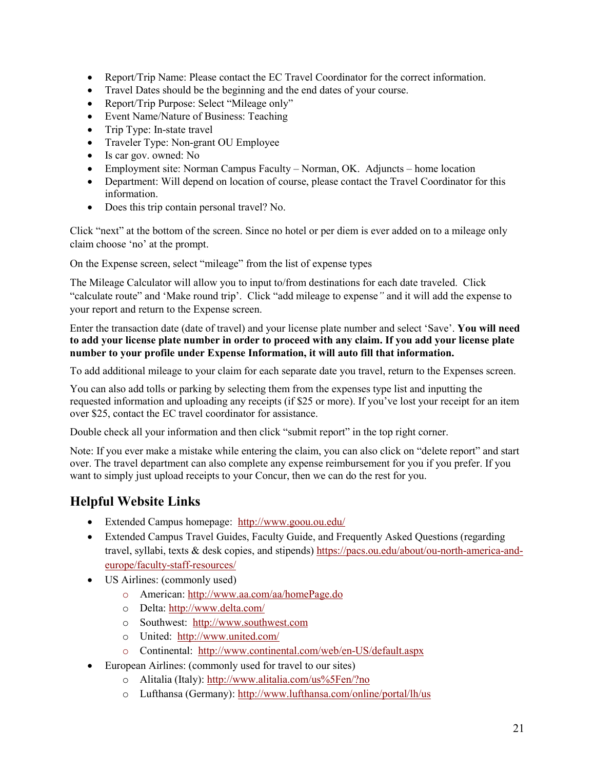- Report/Trip Name: Please contact the EC Travel Coordinator for the correct information.
- Travel Dates should be the beginning and the end dates of your course.
- Report/Trip Purpose: Select "Mileage only"
- Event Name/Nature of Business: Teaching
- Trip Type: In-state travel
- Traveler Type: Non-grant OU Employee
- Is car gov. owned: No
- Employment site: Norman Campus Faculty – Norman, OK. Adjuncts – home location
- Department: Will depend on location of course, please contact the Travel Coordinator for this information.
- Does this trip contain personal travel? No.

Click "next" at the bottom of the screen. Since no hotel or per diem is ever added on to a mileage only claim choose 'no' at the prompt.

On the Expense screen, select "mileage" from the list of expense types

The Mileage Calculator will allow you to input to/from destinations for each date traveled. Click "calculate route" and 'Make round trip'. Click "add mileage to expense" and it will add the expense to your report and return to the Expense screen.

Enter the transaction date (date of travel) and your license plate number and select 'Save'. **You will need to add your license plate number in order to proceed with any claim. If you add your license plate number to your profile under Expense Information, it will auto fill that information.**

To add additional mileage to your claim for each separate date you travel, return to the Expenses screen.

You can also add tolls or parking by selecting them from the expenses type list and inputting the requested information and uploading any receipts (if $25 or more). If you've lost your receipt for an item over $25, contact the EC travel coordinator for assistance.

Double check all your information and then click "submit report" in the top right corner.

Note: If you ever make a mistake while entering the claim, you can also click on "delete report" and start over. The travel department can also complete any expense reimbursement for you if you prefer. If you want to simply just upload receipts to your Concur, then we can do the rest for you.

## Helpful Website Links

- Extended Campus homepage: http://www.goou.ou.edu/
- Extended Campus Travel Guides, Faculty Guide, and Frequently Asked Questions (regarding travel, syllabi, texts & desk copies, and stipends) https://pacs.ou.edu/about/ou-north-america-and-europe/faculty-staff-resources/
- US Airlines: (commonly used)
  - American: http://www.aa.com/aa/homePage.do
  - Delta: http://www.delta.com/
  - Southwest: http://www.southwest.com
  - United: http://www.united.com/
  - Continental: http://www.continental.com/web/en-US/default.aspx
- European Airlines: (commonly used for travel to our sites)
  - Alitalia (Italy): http://www.alitalia.com/us%5Fen/?no
  - Lufthansa (Germany): http://www.lufthansa.com/online/portal/lh/us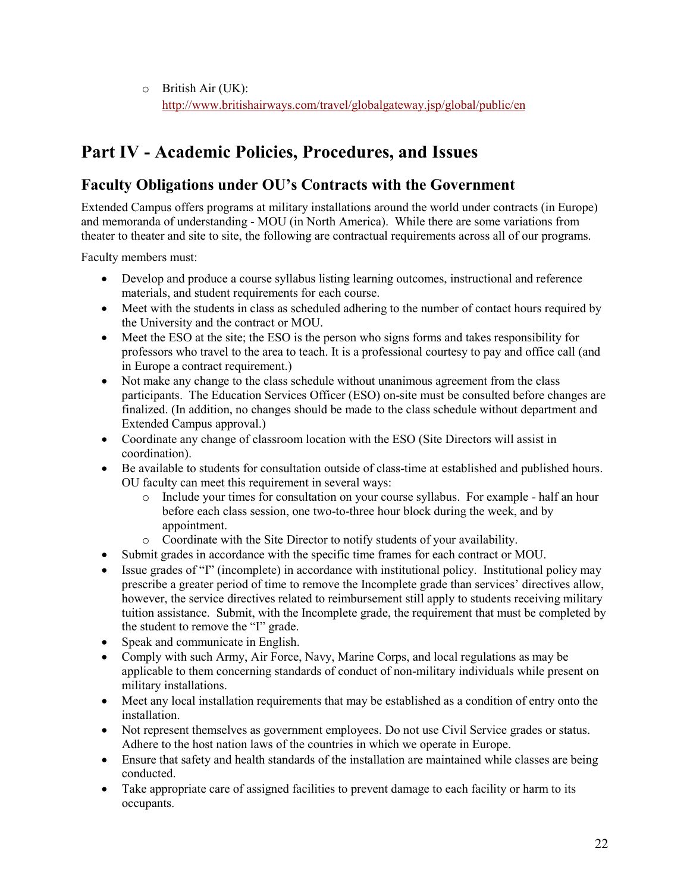- British Air (UK): http://www.britishairways.com/travel/globalgateway.jsp/global/public/en

# Part IV - Academic Policies, Procedures, and Issues

## Faculty Obligations under OU's Contracts with the Government

Extended Campus offers programs at military installations around the world under contracts (in Europe) and memoranda of understanding - MOU (in North America). While there are some variations from theater to theater and site to site, the following are contractual requirements across all of our programs.

Faculty members must:

- Develop and produce a course syllabus listing learning outcomes, instructional and reference materials, and student requirements for each course.
- Meet with the students in class as scheduled adhering to the number of contact hours required by the University and the contract or MOU.
- Meet the ESO at the site; the ESO is the person who signs forms and takes responsibility for professors who travel to the area to teach. It is a professional courtesy to pay and office call (and in Europe a contract requirement.)
- Not make any change to the class schedule without unanimous agreement from the class participants. The Education Services Officer (ESO) on-site must be consulted before changes are finalized. (In addition, no changes should be made to the class schedule without department and Extended Campus approval.)
- Coordinate any change of classroom location with the ESO (Site Directors will assist in coordination).
- Be available to students for consultation outside of class-time at established and published hours. OU faculty can meet this requirement in several ways:
  - Include your times for consultation on your course syllabus. For example - half an hour before each class session, one two-to-three hour block during the week, and by appointment.
  - Coordinate with the Site Director to notify students of your availability.
- Submit grades in accordance with the specific time frames for each contract or MOU.
- Issue grades of "I" (incomplete) in accordance with institutional policy. Institutional policy may prescribe a greater period of time to remove the Incomplete grade than services' directives allow, however, the service directives related to reimbursement still apply to students receiving military tuition assistance. Submit, with the Incomplete grade, the requirement that must be completed by the student to remove the "I" grade.
- Speak and communicate in English.
- Comply with such Army, Air Force, Navy, Marine Corps, and local regulations as may be applicable to them concerning standards of conduct of non-military individuals while present on military installations.
- Meet any local installation requirements that may be established as a condition of entry onto the installation.
- Not represent themselves as government employees. Do not use Civil Service grades or status. Adhere to the host nation laws of the countries in which we operate in Europe.
- Ensure that safety and health standards of the installation are maintained while classes are being conducted.
- Take appropriate care of assigned facilities to prevent damage to each facility or harm to its occupants.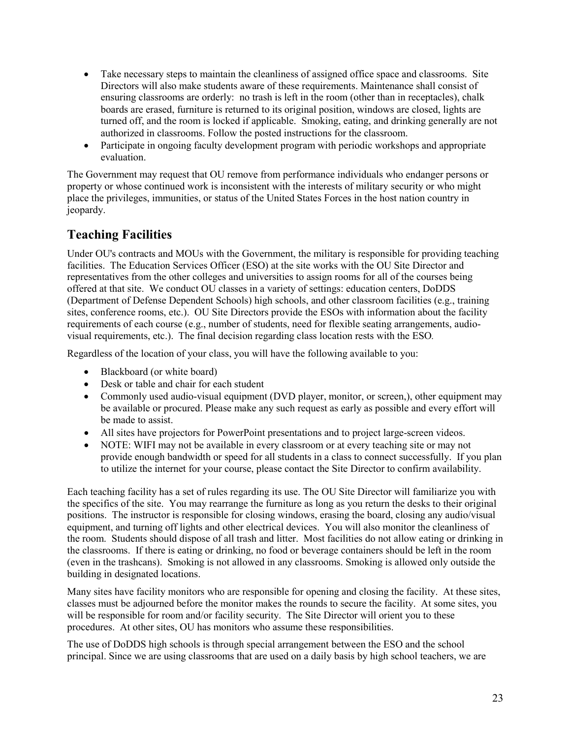- Take necessary steps to maintain the cleanliness of assigned office space and classrooms. Site Directors will also make students aware of these requirements. Maintenance shall consist of ensuring classrooms are orderly: no trash is left in the room (other than in receptacles), chalk boards are erased, furniture is returned to its original position, windows are closed, lights are turned off, and the room is locked if applicable. Smoking, eating, and drinking generally are not authorized in classrooms. Follow the posted instructions for the classroom.
- Participate in ongoing faculty development program with periodic workshops and appropriate evaluation.

The Government may request that OU remove from performance individuals who endanger persons or property or whose continued work is inconsistent with the interests of military security or who might place the privileges, immunities, or status of the United States Forces in the host nation country in jeopardy.

## Teaching Facilities

Under OU's contracts and MOUs with the Government, the military is responsible for providing teaching facilities. The Education Services Officer (ESO) at the site works with the OU Site Director and representatives from the other colleges and universities to assign rooms for all of the courses being offered at that site. We conduct OU classes in a variety of settings: education centers, DoDDS (Department of Defense Dependent Schools) high schools, and other classroom facilities (e.g., training sites, conference rooms, etc.). OU Site Directors provide the ESOs with information about the facility requirements of each course (e.g., number of students, need for flexible seating arrangements, audio-visual requirements, etc.). The final decision regarding class location rests with the ESO.

Regardless of the location of your class, you will have the following available to you:

- Blackboard (or white board)
- Desk or table and chair for each student
- Commonly used audio-visual equipment (DVD player, monitor, or screen,), other equipment may be available or procured. Please make any such request as early as possible and every effort will be made to assist.
- All sites have projectors for PowerPoint presentations and to project large-screen videos.
- NOTE: WIFI may not be available in every classroom or at every teaching site or may not provide enough bandwidth or speed for all students in a class to connect successfully. If you plan to utilize the internet for your course, please contact the Site Director to confirm availability.

Each teaching facility has a set of rules regarding its use. The OU Site Director will familiarize you with the specifics of the site. You may rearrange the furniture as long as you return the desks to their original positions. The instructor is responsible for closing windows, erasing the board, closing any audio/visual equipment, and turning off lights and other electrical devices. You will also monitor the cleanliness of the room. Students should dispose of all trash and litter. Most facilities do not allow eating or drinking in the classrooms. If there is eating or drinking, no food or beverage containers should be left in the room (even in the trashcans). Smoking is not allowed in any classrooms. Smoking is allowed only outside the building in designated locations.

Many sites have facility monitors who are responsible for opening and closing the facility. At these sites, classes must be adjourned before the monitor makes the rounds to secure the facility. At some sites, you will be responsible for room and/or facility security. The Site Director will orient you to these procedures. At other sites, OU has monitors who assume these responsibilities.

The use of DoDDS high schools is through special arrangement between the ESO and the school principal. Since we are using classrooms that are used on a daily basis by high school teachers, we are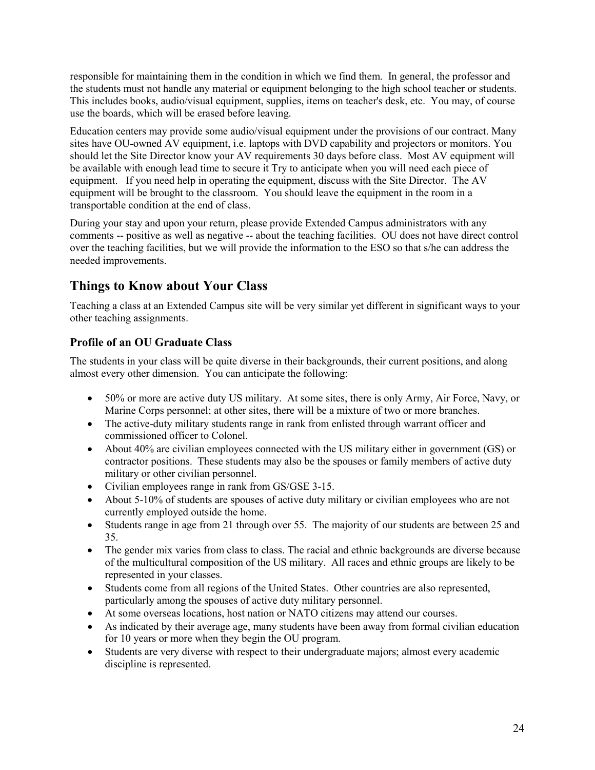responsible for maintaining them in the condition in which we find them. In general, the professor and the students must not handle any material or equipment belonging to the high school teacher or students. This includes books, audio/visual equipment, supplies, items on teacher's desk, etc. You may, of course use the boards, which will be erased before leaving.

Education centers may provide some audio/visual equipment under the provisions of our contract. Many sites have OU-owned AV equipment, i.e. laptops with DVD capability and projectors or monitors. You should let the Site Director know your AV requirements 30 days before class. Most AV equipment will be available with enough lead time to secure it Try to anticipate when you will need each piece of equipment. If you need help in operating the equipment, discuss with the Site Director. The AV equipment will be brought to the classroom. You should leave the equipment in the room in a transportable condition at the end of class.

During your stay and upon your return, please provide Extended Campus administrators with any comments -- positive as well as negative -- about the teaching facilities. OU does not have direct control over the teaching facilities, but we will provide the information to the ESO so that s/he can address the needed improvements.

## Things to Know about Your Class

Teaching a class at an Extended Campus site will be very similar yet different in significant ways to your other teaching assignments.

### Profile of an OU Graduate Class

The students in your class will be quite diverse in their backgrounds, their current positions, and along almost every other dimension. You can anticipate the following:

- 50% or more are active duty US military. At some sites, there is only Army, Air Force, Navy, or Marine Corps personnel; at other sites, there will be a mixture of two or more branches.
- The active-duty military students range in rank from enlisted through warrant officer and commissioned officer to Colonel.
- About 40% are civilian employees connected with the US military either in government (GS) or contractor positions. These students may also be the spouses or family members of active duty military or other civilian personnel.
- Civilian employees range in rank from GS/GSE 3-15.
- About 5-10% of students are spouses of active duty military or civilian employees who are not currently employed outside the home.
- Students range in age from 21 through over 55. The majority of our students are between 25 and 35.
- The gender mix varies from class to class. The racial and ethnic backgrounds are diverse because of the multicultural composition of the US military. All races and ethnic groups are likely to be represented in your classes.
- Students come from all regions of the United States. Other countries are also represented, particularly among the spouses of active duty military personnel.
- At some overseas locations, host nation or NATO citizens may attend our courses.
- As indicated by their average age, many students have been away from formal civilian education for 10 years or more when they begin the OU program.
- Students are very diverse with respect to their undergraduate majors; almost every academic discipline is represented.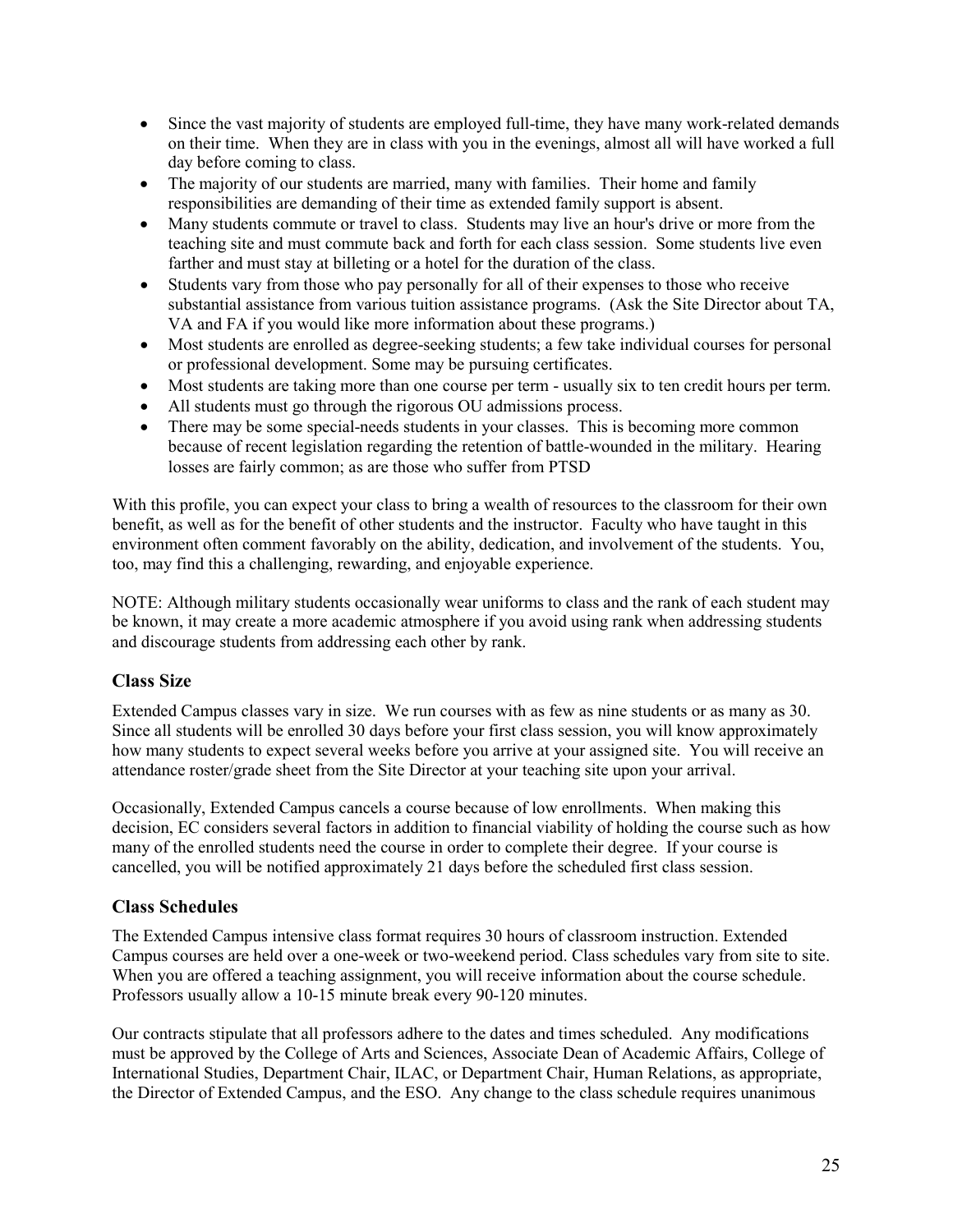- Since the vast majority of students are employed full-time, they have many work-related demands on their time. When they are in class with you in the evenings, almost all will have worked a full day before coming to class.
- The majority of our students are married, many with families. Their home and family responsibilities are demanding of their time as extended family support is absent.
- Many students commute or travel to class. Students may live an hour's drive or more from the teaching site and must commute back and forth for each class session. Some students live even farther and must stay at billeting or a hotel for the duration of the class.
- Students vary from those who pay personally for all of their expenses to those who receive substantial assistance from various tuition assistance programs. (Ask the Site Director about TA, VA and FA if you would like more information about these programs.)
- Most students are enrolled as degree-seeking students; a few take individual courses for personal or professional development. Some may be pursuing certificates.
- Most students are taking more than one course per term - usually six to ten credit hours per term.
- All students must go through the rigorous OU admissions process.
- There may be some special-needs students in your classes. This is becoming more common because of recent legislation regarding the retention of battle-wounded in the military. Hearing losses are fairly common; as are those who suffer from PTSD

With this profile, you can expect your class to bring a wealth of resources to the classroom for their own benefit, as well as for the benefit of other students and the instructor. Faculty who have taught in this environment often comment favorably on the ability, dedication, and involvement of the students. You, too, may find this a challenging, rewarding, and enjoyable experience.

NOTE: Although military students occasionally wear uniforms to class and the rank of each student may be known, it may create a more academic atmosphere if you avoid using rank when addressing students and discourage students from addressing each other by rank.

## Class Size

Extended Campus classes vary in size. We run courses with as few as nine students or as many as 30. Since all students will be enrolled 30 days before your first class session, you will know approximately how many students to expect several weeks before you arrive at your assigned site. You will receive an attendance roster/grade sheet from the Site Director at your teaching site upon your arrival.

Occasionally, Extended Campus cancels a course because of low enrollments. When making this decision, EC considers several factors in addition to financial viability of holding the course such as how many of the enrolled students need the course in order to complete their degree. If your course is cancelled, you will be notified approximately 21 days before the scheduled first class session.

## Class Schedules

The Extended Campus intensive class format requires 30 hours of classroom instruction. Extended Campus courses are held over a one-week or two-weekend period. Class schedules vary from site to site. When you are offered a teaching assignment, you will receive information about the course schedule. Professors usually allow a 10-15 minute break every 90-120 minutes.

Our contracts stipulate that all professors adhere to the dates and times scheduled. Any modifications must be approved by the College of Arts and Sciences, Associate Dean of Academic Affairs, College of International Studies, Department Chair, ILAC, or Department Chair, Human Relations, as appropriate, the Director of Extended Campus, and the ESO. Any change to the class schedule requires unanimous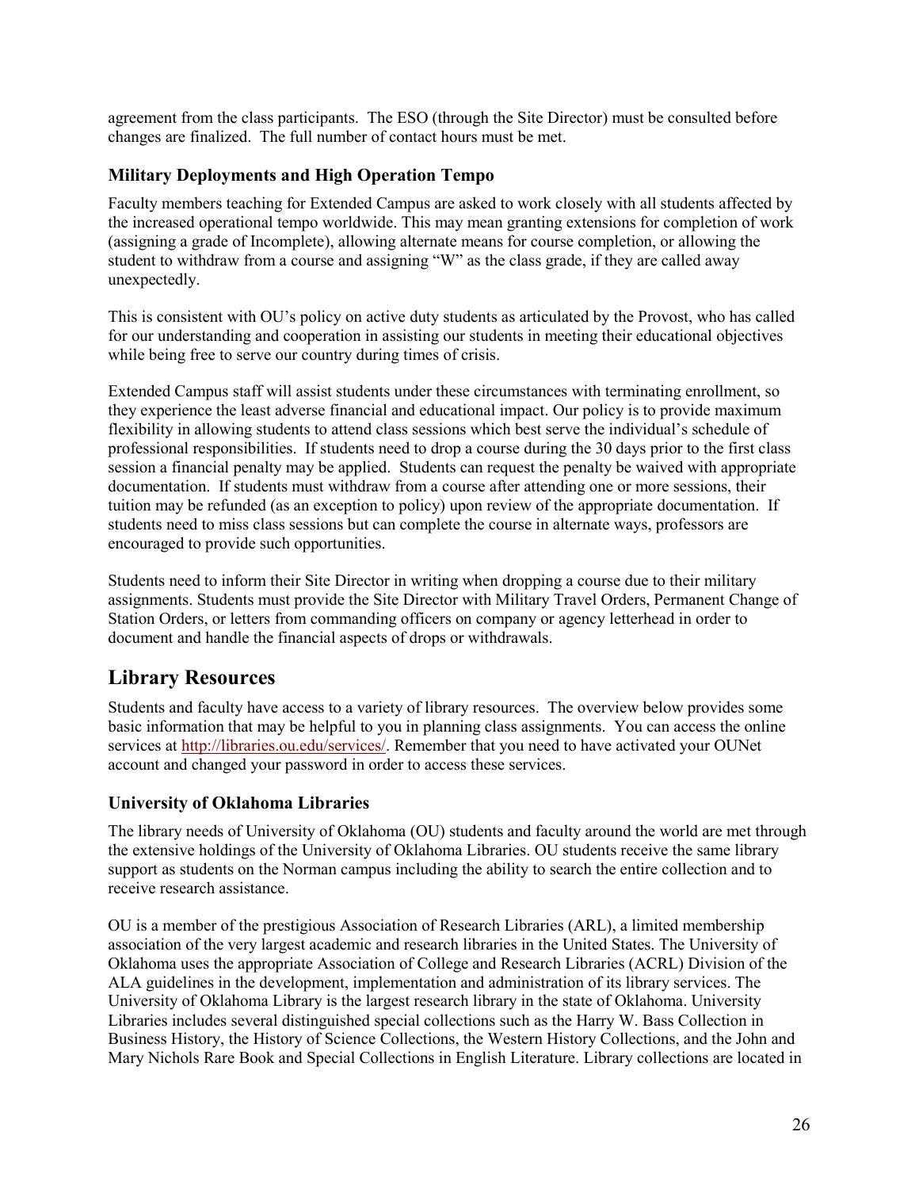agreement from the class participants. The ESO (through the Site Director) must be consulted before changes are finalized. The full number of contact hours must be met.

### Military Deployments and High Operation Tempo

Faculty members teaching for Extended Campus are asked to work closely with all students affected by the increased operational tempo worldwide. This may mean granting extensions for completion of work (assigning a grade of Incomplete), allowing alternate means for course completion, or allowing the student to withdraw from a course and assigning "W" as the class grade, if they are called away unexpectedly.

This is consistent with OU's policy on active duty students as articulated by the Provost, who has called for our understanding and cooperation in assisting our students in meeting their educational objectives while being free to serve our country during times of crisis.

Extended Campus staff will assist students under these circumstances with terminating enrollment, so they experience the least adverse financial and educational impact. Our policy is to provide maximum flexibility in allowing students to attend class sessions which best serve the individual's schedule of professional responsibilities. If students need to drop a course during the 30 days prior to the first class session a financial penalty may be applied. Students can request the penalty be waived with appropriate documentation. If students must withdraw from a course after attending one or more sessions, their tuition may be refunded (as an exception to policy) upon review of the appropriate documentation. If students need to miss class sessions but can complete the course in alternate ways, professors are encouraged to provide such opportunities.

Students need to inform their Site Director in writing when dropping a course due to their military assignments. Students must provide the Site Director with Military Travel Orders, Permanent Change of Station Orders, or letters from commanding officers on company or agency letterhead in order to document and handle the financial aspects of drops or withdrawals.

## Library Resources

Students and faculty have access to a variety of library resources. The overview below provides some basic information that may be helpful to you in planning class assignments. You can access the online services at http://libraries.ou.edu/services/. Remember that you need to have activated your OUNet account and changed your password in order to access these services.

### University of Oklahoma Libraries

The library needs of University of Oklahoma (OU) students and faculty around the world are met through the extensive holdings of the University of Oklahoma Libraries. OU students receive the same library support as students on the Norman campus including the ability to search the entire collection and to receive research assistance.

OU is a member of the prestigious Association of Research Libraries (ARL), a limited membership association of the very largest academic and research libraries in the United States. The University of Oklahoma uses the appropriate Association of College and Research Libraries (ACRL) Division of the ALA guidelines in the development, implementation and administration of its library services. The University of Oklahoma Library is the largest research library in the state of Oklahoma. University Libraries includes several distinguished special collections such as the Harry W. Bass Collection in Business History, the History of Science Collections, the Western History Collections, and the John and Mary Nichols Rare Book and Special Collections in English Literature. Library collections are located in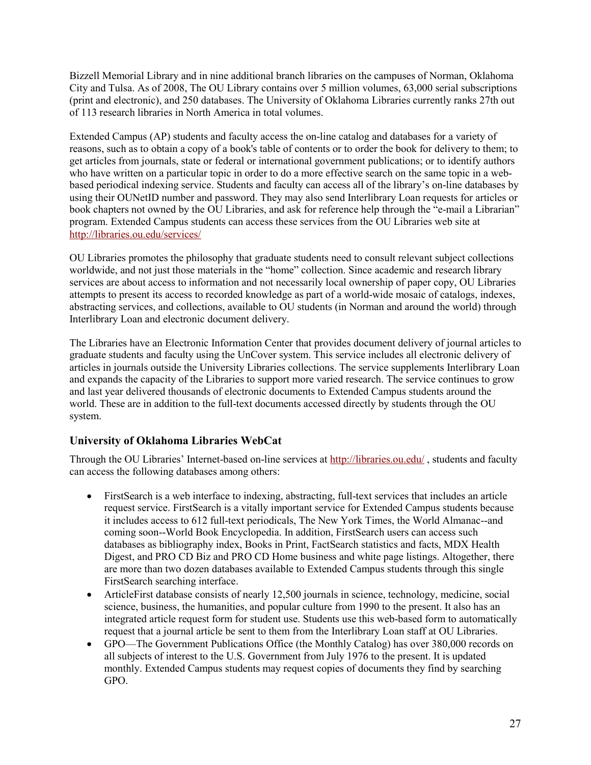Bizzell Memorial Library and in nine additional branch libraries on the campuses of Norman, Oklahoma City and Tulsa. As of 2008, The OU Library contains over 5 million volumes, 63,000 serial subscriptions (print and electronic), and 250 databases. The University of Oklahoma Libraries currently ranks 27th out of 113 research libraries in North America in total volumes.

Extended Campus (AP) students and faculty access the on-line catalog and databases for a variety of reasons, such as to obtain a copy of a book's table of contents or to order the book for delivery to them; to get articles from journals, state or federal or international government publications; or to identify authors who have written on a particular topic in order to do a more effective search on the same topic in a web-based periodical indexing service. Students and faculty can access all of the library's on-line databases by using their OUNetID number and password. They may also send Interlibrary Loan requests for articles or book chapters not owned by the OU Libraries, and ask for reference help through the "e-mail a Librarian" program. Extended Campus students can access these services from the OU Libraries web site at http://libraries.ou.edu/services/

OU Libraries promotes the philosophy that graduate students need to consult relevant subject collections worldwide, and not just those materials in the "home" collection. Since academic and research library services are about access to information and not necessarily local ownership of paper copy, OU Libraries attempts to present its access to recorded knowledge as part of a world-wide mosaic of catalogs, indexes, abstracting services, and collections, available to OU students (in Norman and around the world) through Interlibrary Loan and electronic document delivery.

The Libraries have an Electronic Information Center that provides document delivery of journal articles to graduate students and faculty using the UnCover system. This service includes all electronic delivery of articles in journals outside the University Libraries collections. The service supplements Interlibrary Loan and expands the capacity of the Libraries to support more varied research. The service continues to grow and last year delivered thousands of electronic documents to Extended Campus students around the world. These are in addition to the full-text documents accessed directly by students through the OU system.

### University of Oklahoma Libraries WebCat

Through the OU Libraries' Internet-based on-line services at http://libraries.ou.edu/ , students and faculty can access the following databases among others:

- FirstSearch is a web interface to indexing, abstracting, full-text services that includes an article request service. FirstSearch is a vitally important service for Extended Campus students because it includes access to 612 full-text periodicals, The New York Times, the World Almanac--and coming soon--World Book Encyclopedia. In addition, FirstSearch users can access such databases as bibliography index, Books in Print, FactSearch statistics and facts, MDX Health Digest, and PRO CD Biz and PRO CD Home business and white page listings. Altogether, there are more than two dozen databases available to Extended Campus students through this single FirstSearch searching interface.
- ArticleFirst database consists of nearly 12,500 journals in science, technology, medicine, social science, business, the humanities, and popular culture from 1990 to the present. It also has an integrated article request form for student use. Students use this web-based form to automatically request that a journal article be sent to them from the Interlibrary Loan staff at OU Libraries.
- GPO—The Government Publications Office (the Monthly Catalog) has over 380,000 records on all subjects of interest to the U.S. Government from July 1976 to the present. It is updated monthly. Extended Campus students may request copies of documents they find by searching GPO.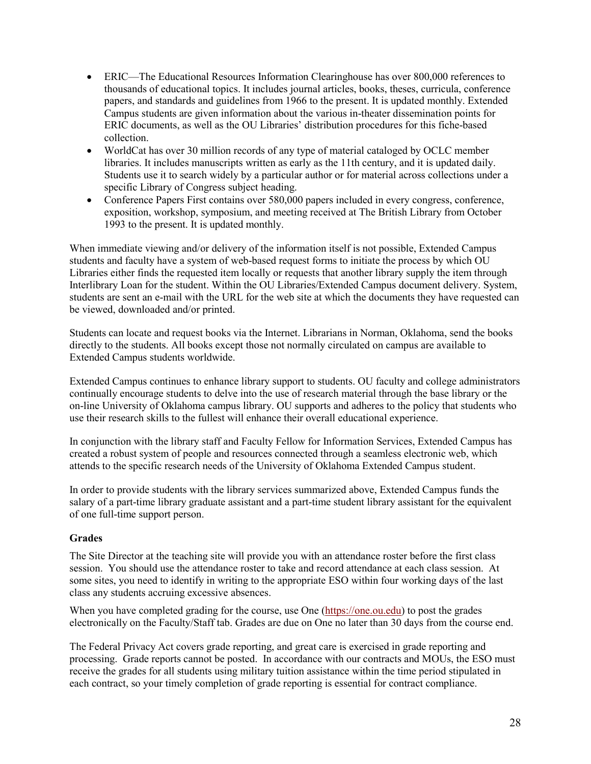- ERIC—The Educational Resources Information Clearinghouse has over 800,000 references to thousands of educational topics. It includes journal articles, books, theses, curricula, conference papers, and standards and guidelines from 1966 to the present. It is updated monthly. Extended Campus students are given information about the various in-theater dissemination points for ERIC documents, as well as the OU Libraries' distribution procedures for this fiche-based collection.
- WorldCat has over 30 million records of any type of material cataloged by OCLC member libraries. It includes manuscripts written as early as the 11th century, and it is updated daily. Students use it to search widely by a particular author or for material across collections under a specific Library of Congress subject heading.
- Conference Papers First contains over 580,000 papers included in every congress, conference, exposition, workshop, symposium, and meeting received at The British Library from October 1993 to the present. It is updated monthly.

When immediate viewing and/or delivery of the information itself is not possible, Extended Campus students and faculty have a system of web-based request forms to initiate the process by which OU Libraries either finds the requested item locally or requests that another library supply the item through Interlibrary Loan for the student. Within the OU Libraries/Extended Campus document delivery. System, students are sent an e-mail with the URL for the web site at which the documents they have requested can be viewed, downloaded and/or printed.

Students can locate and request books via the Internet. Librarians in Norman, Oklahoma, send the books directly to the students. All books except those not normally circulated on campus are available to Extended Campus students worldwide.

Extended Campus continues to enhance library support to students. OU faculty and college administrators continually encourage students to delve into the use of research material through the base library or the on-line University of Oklahoma campus library. OU supports and adheres to the policy that students who use their research skills to the fullest will enhance their overall educational experience.

In conjunction with the library staff and Faculty Fellow for Information Services, Extended Campus has created a robust system of people and resources connected through a seamless electronic web, which attends to the specific research needs of the University of Oklahoma Extended Campus student.

In order to provide students with the library services summarized above, Extended Campus funds the salary of a part-time library graduate assistant and a part-time student library assistant for the equivalent of one full-time support person.

**Grades**

The Site Director at the teaching site will provide you with an attendance roster before the first class session. You should use the attendance roster to take and record attendance at each class session. At some sites, you need to identify in writing to the appropriate ESO within four working days of the last class any students accruing excessive absences.

When you have completed grading for the course, use One (https://one.ou.edu) to post the grades electronically on the Faculty/Staff tab. Grades are due on One no later than 30 days from the course end.

The Federal Privacy Act covers grade reporting, and great care is exercised in grade reporting and processing. Grade reports cannot be posted. In accordance with our contracts and MOUs, the ESO must receive the grades for all students using military tuition assistance within the time period stipulated in each contract, so your timely completion of grade reporting is essential for contract compliance.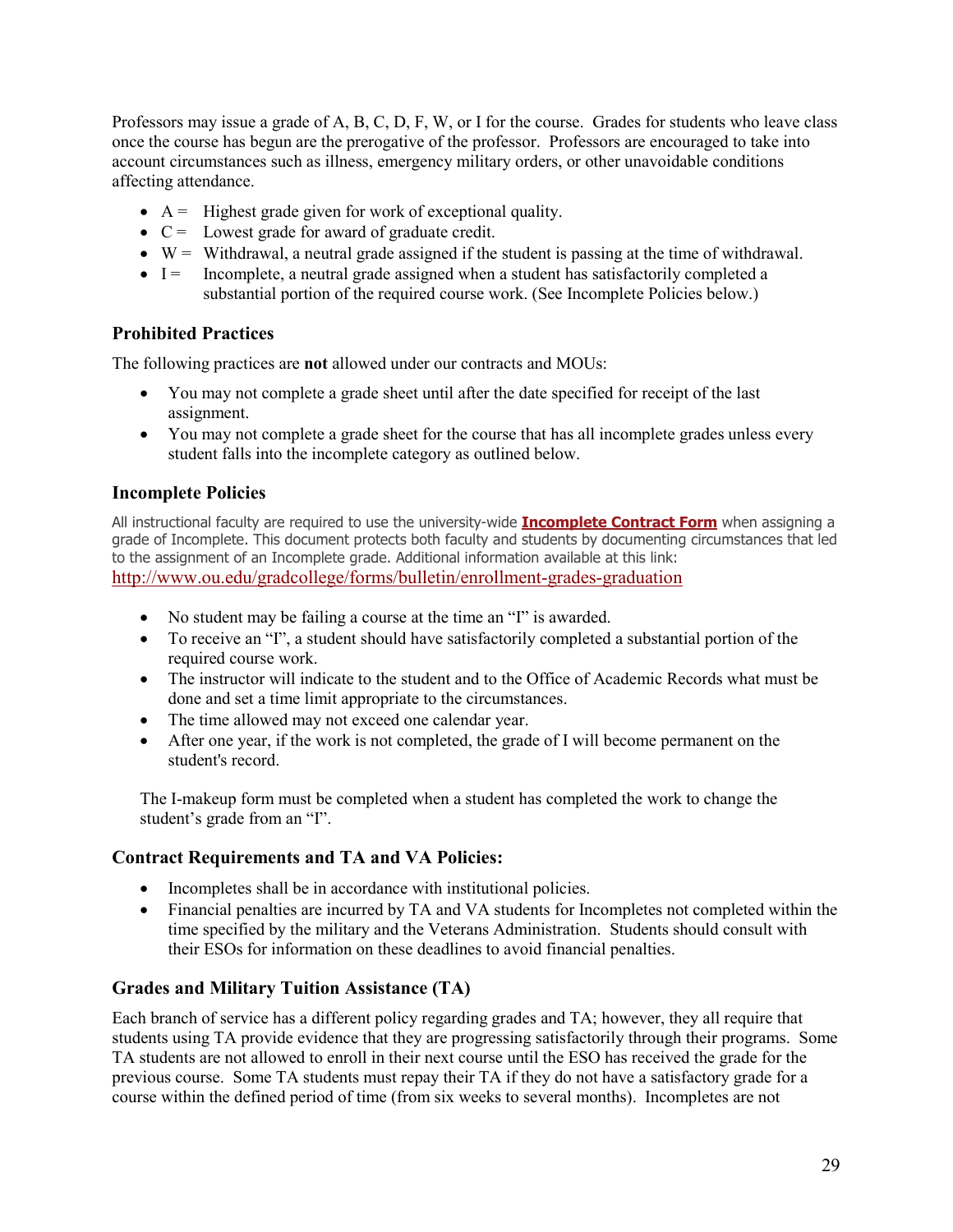Professors may issue a grade of A, B, C, D, F, W, or I for the course. Grades for students who leave class once the course has begun are the prerogative of the professor. Professors are encouraged to take into account circumstances such as illness, emergency military orders, or other unavoidable conditions affecting attendance.

- A = Highest grade given for work of exceptional quality.
- C = Lowest grade for award of graduate credit.
- W = Withdrawal, a neutral grade assigned if the student is passing at the time of withdrawal.
- I = Incomplete, a neutral grade assigned when a student has satisfactorily completed a substantial portion of the required course work. (See Incomplete Policies below.)

### Prohibited Practices

The following practices are **not** allowed under our contracts and MOUs:

- You may not complete a grade sheet until after the date specified for receipt of the last assignment.
- You may not complete a grade sheet for the course that has all incomplete grades unless every student falls into the incomplete category as outlined below.

### Incomplete Policies

All instructional faculty are required to use the university-wide **Incomplete Contract Form** when assigning a grade of Incomplete. This document protects both faculty and students by documenting circumstances that led to the assignment of an Incomplete grade. Additional information available at this link: http://www.ou.edu/gradcollege/forms/bulletin/enrollment-grades-graduation

- No student may be failing a course at the time an "I" is awarded.
- To receive an "I", a student should have satisfactorily completed a substantial portion of the required course work.
- The instructor will indicate to the student and to the Office of Academic Records what must be done and set a time limit appropriate to the circumstances.
- The time allowed may not exceed one calendar year.
- After one year, if the work is not completed, the grade of I will become permanent on the student's record.

The I-makeup form must be completed when a student has completed the work to change the student's grade from an "I".

### Contract Requirements and TA and VA Policies:

- Incompletes shall be in accordance with institutional policies.
- Financial penalties are incurred by TA and VA students for Incompletes not completed within the time specified by the military and the Veterans Administration. Students should consult with their ESOs for information on these deadlines to avoid financial penalties.

### Grades and Military Tuition Assistance (TA)

Each branch of service has a different policy regarding grades and TA; however, they all require that students using TA provide evidence that they are progressing satisfactorily through their programs. Some TA students are not allowed to enroll in their next course until the ESO has received the grade for the previous course. Some TA students must repay their TA if they do not have a satisfactory grade for a course within the defined period of time (from six weeks to several months). Incompletes are not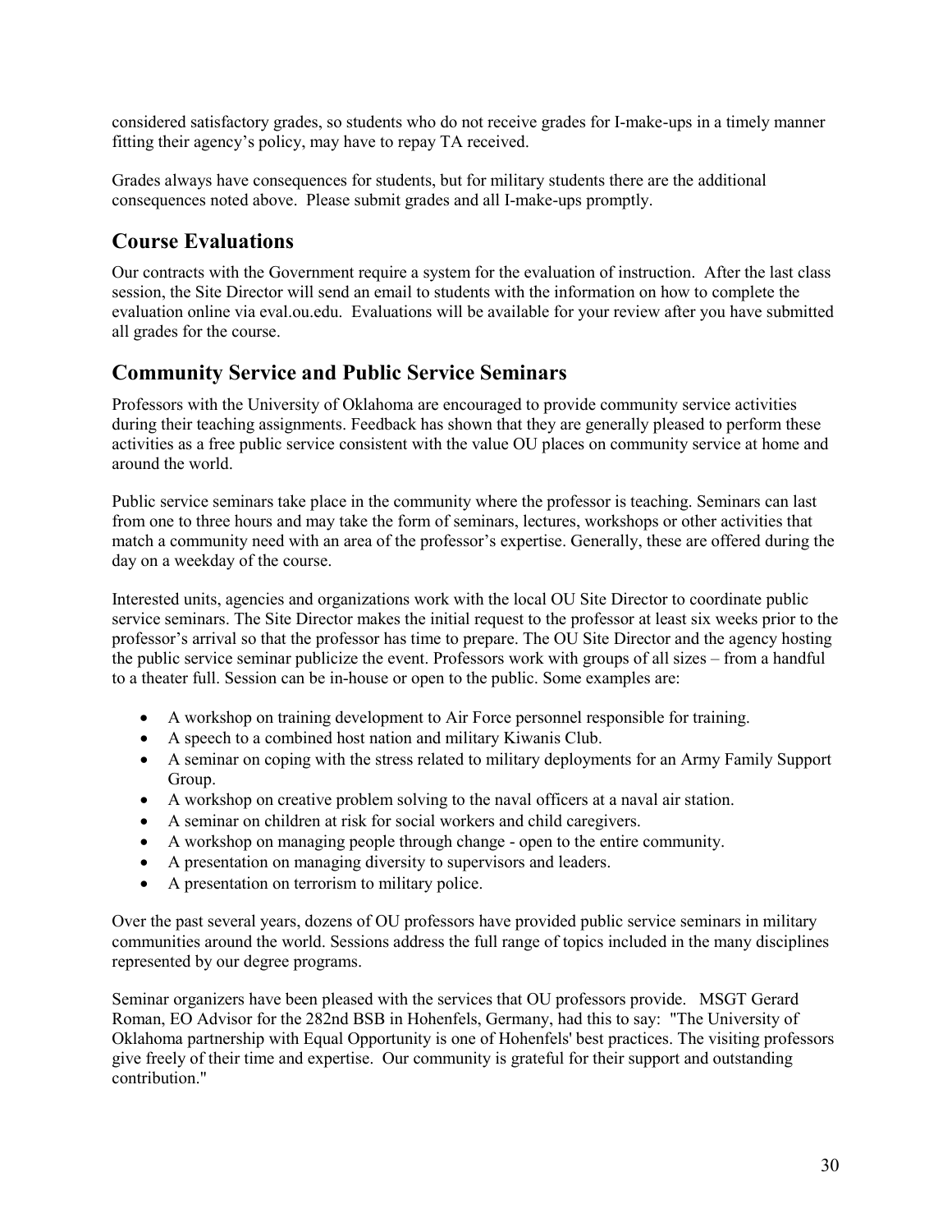considered satisfactory grades, so students who do not receive grades for I-make-ups in a timely manner fitting their agency's policy, may have to repay TA received.

Grades always have consequences for students, but for military students there are the additional consequences noted above. Please submit grades and all I-make-ups promptly.

## Course Evaluations

Our contracts with the Government require a system for the evaluation of instruction. After the last class session, the Site Director will send an email to students with the information on how to complete the evaluation online via eval.ou.edu. Evaluations will be available for your review after you have submitted all grades for the course.

## Community Service and Public Service Seminars

Professors with the University of Oklahoma are encouraged to provide community service activities during their teaching assignments. Feedback has shown that they are generally pleased to perform these activities as a free public service consistent with the value OU places on community service at home and around the world.

Public service seminars take place in the community where the professor is teaching. Seminars can last from one to three hours and may take the form of seminars, lectures, workshops or other activities that match a community need with an area of the professor's expertise. Generally, these are offered during the day on a weekday of the course.

Interested units, agencies and organizations work with the local OU Site Director to coordinate public service seminars. The Site Director makes the initial request to the professor at least six weeks prior to the professor's arrival so that the professor has time to prepare. The OU Site Director and the agency hosting the public service seminar publicize the event. Professors work with groups of all sizes – from a handful to a theater full. Session can be in-house or open to the public. Some examples are:

- A workshop on training development to Air Force personnel responsible for training.
- A speech to a combined host nation and military Kiwanis Club.
- A seminar on coping with the stress related to military deployments for an Army Family Support Group.
- A workshop on creative problem solving to the naval officers at a naval air station.
- A seminar on children at risk for social workers and child caregivers.
- A workshop on managing people through change - open to the entire community.
- A presentation on managing diversity to supervisors and leaders.
- A presentation on terrorism to military police.

Over the past several years, dozens of OU professors have provided public service seminars in military communities around the world. Sessions address the full range of topics included in the many disciplines represented by our degree programs.

Seminar organizers have been pleased with the services that OU professors provide. MSGT Gerard Roman, EO Advisor for the 282nd BSB in Hohenfels, Germany, had this to say: "The University of Oklahoma partnership with Equal Opportunity is one of Hohenfels' best practices. The visiting professors give freely of their time and expertise. Our community is grateful for their support and outstanding contribution."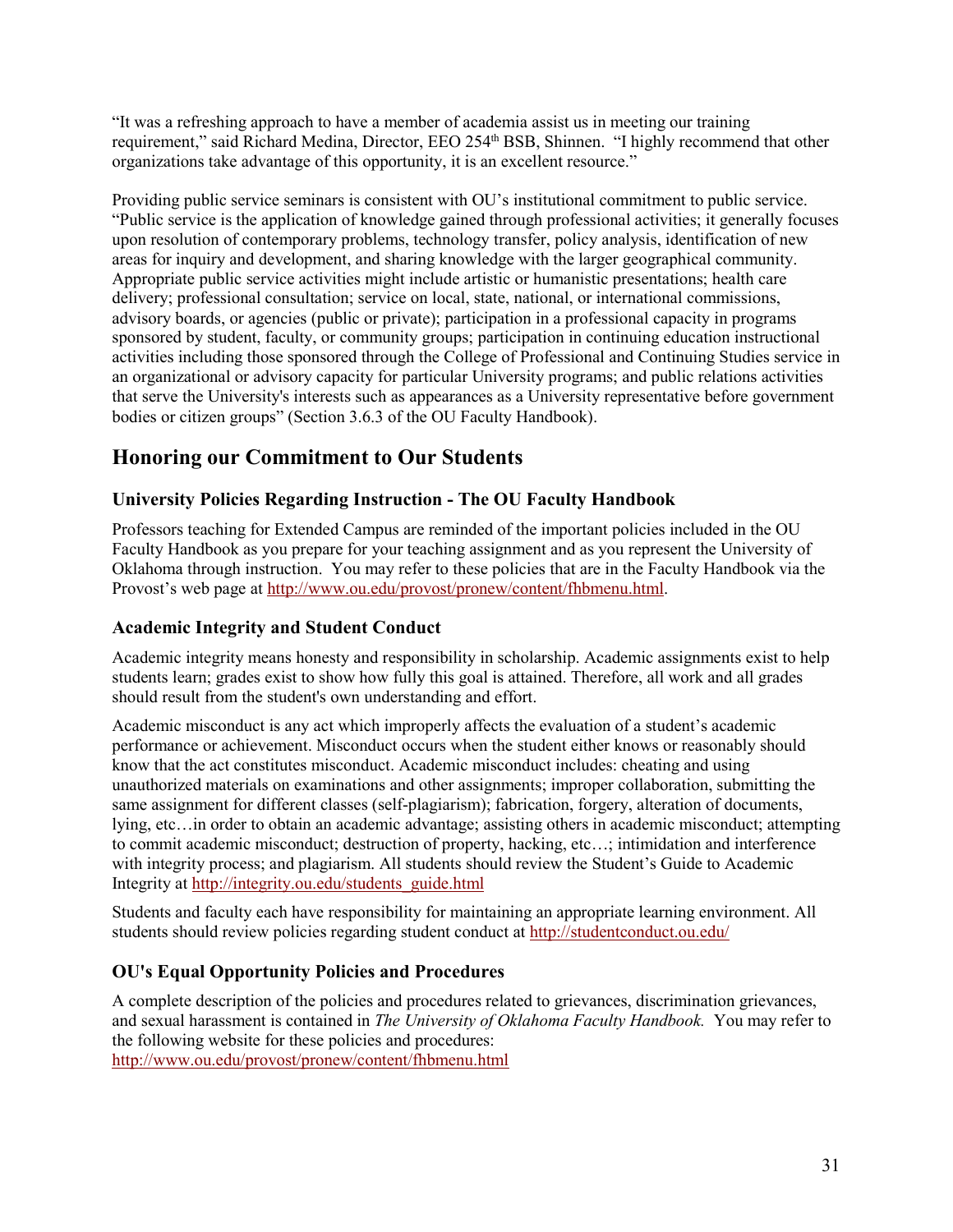"It was a refreshing approach to have a member of academia assist us in meeting our training requirement," said Richard Medina, Director, EEO 254th BSB, Shinnen. "I highly recommend that other organizations take advantage of this opportunity, it is an excellent resource."

Providing public service seminars is consistent with OU's institutional commitment to public service. "Public service is the application of knowledge gained through professional activities; it generally focuses upon resolution of contemporary problems, technology transfer, policy analysis, identification of new areas for inquiry and development, and sharing knowledge with the larger geographical community. Appropriate public service activities might include artistic or humanistic presentations; health care delivery; professional consultation; service on local, state, national, or international commissions, advisory boards, or agencies (public or private); participation in a professional capacity in programs sponsored by student, faculty, or community groups; participation in continuing education instructional activities including those sponsored through the College of Professional and Continuing Studies service in an organizational or advisory capacity for particular University programs; and public relations activities that serve the University's interests such as appearances as a University representative before government bodies or citizen groups" (Section 3.6.3 of the OU Faculty Handbook).

## Honoring our Commitment to Our Students

### University Policies Regarding Instruction - The OU Faculty Handbook

Professors teaching for Extended Campus are reminded of the important policies included in the OU Faculty Handbook as you prepare for your teaching assignment and as you represent the University of Oklahoma through instruction. You may refer to these policies that are in the Faculty Handbook via the Provost's web page at http://www.ou.edu/provost/pronew/content/fhbmenu.html.

### Academic Integrity and Student Conduct

Academic integrity means honesty and responsibility in scholarship. Academic assignments exist to help students learn; grades exist to show how fully this goal is attained. Therefore, all work and all grades should result from the student's own understanding and effort.

Academic misconduct is any act which improperly affects the evaluation of a student's academic performance or achievement. Misconduct occurs when the student either knows or reasonably should know that the act constitutes misconduct. Academic misconduct includes: cheating and using unauthorized materials on examinations and other assignments; improper collaboration, submitting the same assignment for different classes (self-plagiarism); fabrication, forgery, alteration of documents, lying, etc…in order to obtain an academic advantage; assisting others in academic misconduct; attempting to commit academic misconduct; destruction of property, hacking, etc…; intimidation and interference with integrity process; and plagiarism. All students should review the Student's Guide to Academic Integrity at http://integrity.ou.edu/students_guide.html

Students and faculty each have responsibility for maintaining an appropriate learning environment. All students should review policies regarding student conduct at http://studentconduct.ou.edu/

### OU's Equal Opportunity Policies and Procedures

A complete description of the policies and procedures related to grievances, discrimination grievances, and sexual harassment is contained in *The University of Oklahoma Faculty Handbook.* You may refer to the following website for these policies and procedures:
http://www.ou.edu/provost/pronew/content/fhbmenu.html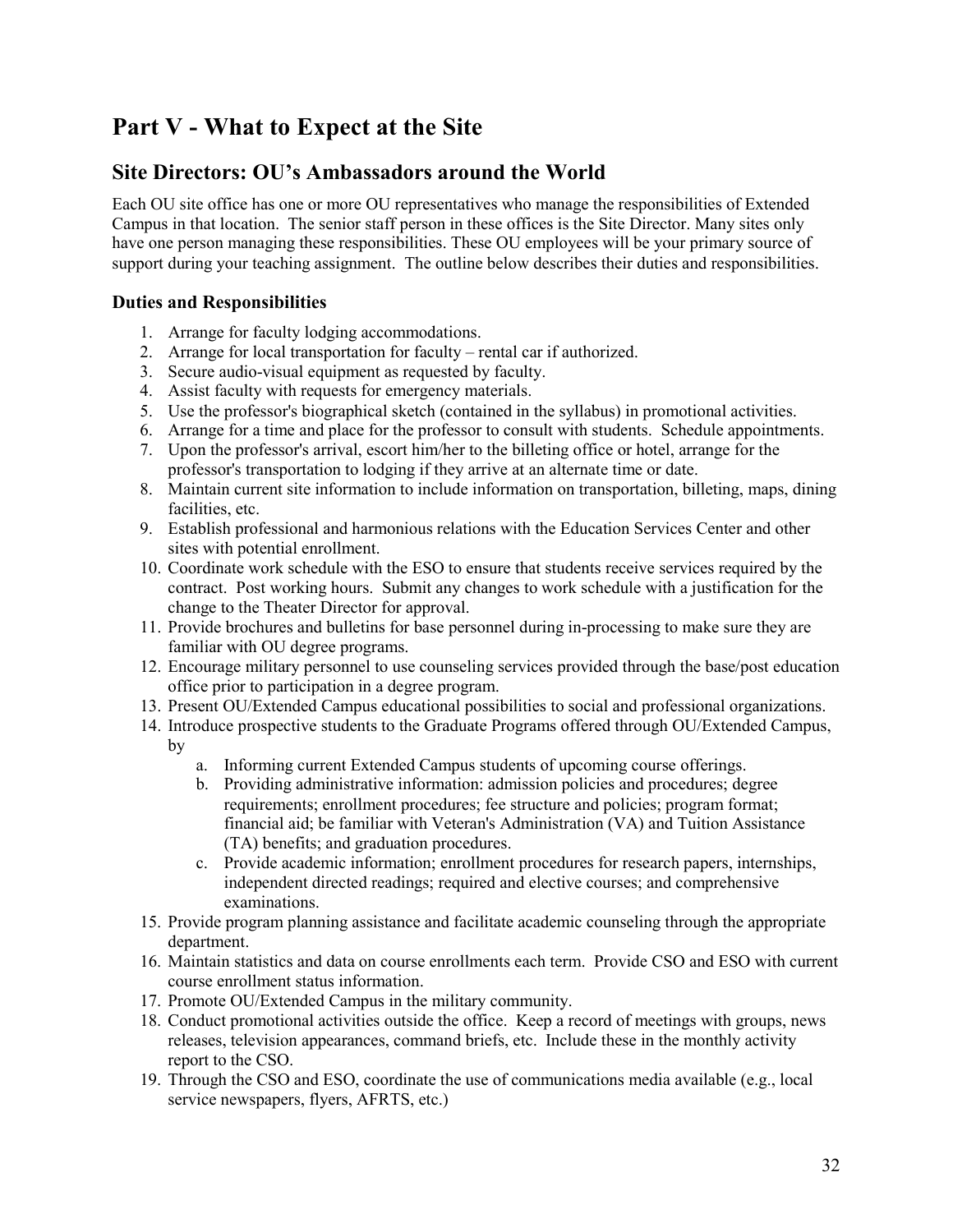# Part V - What to Expect at the Site

## Site Directors: OU's Ambassadors around the World

Each OU site office has one or more OU representatives who manage the responsibilities of Extended Campus in that location. The senior staff person in these offices is the Site Director. Many sites only have one person managing these responsibilities. These OU employees will be your primary source of support during your teaching assignment. The outline below describes their duties and responsibilities.

### Duties and Responsibilities

1. Arrange for faculty lodging accommodations.
2. Arrange for local transportation for faculty – rental car if authorized.
3. Secure audio-visual equipment as requested by faculty.
4. Assist faculty with requests for emergency materials.
5. Use the professor's biographical sketch (contained in the syllabus) in promotional activities.
6. Arrange for a time and place for the professor to consult with students. Schedule appointments.
7. Upon the professor's arrival, escort him/her to the billeting office or hotel, arrange for the professor's transportation to lodging if they arrive at an alternate time or date.
8. Maintain current site information to include information on transportation, billeting, maps, dining facilities, etc.
9. Establish professional and harmonious relations with the Education Services Center and other sites with potential enrollment.
10. Coordinate work schedule with the ESO to ensure that students receive services required by the contract. Post working hours. Submit any changes to work schedule with a justification for the change to the Theater Director for approval.
11. Provide brochures and bulletins for base personnel during in-processing to make sure they are familiar with OU degree programs.
12. Encourage military personnel to use counseling services provided through the base/post education office prior to participation in a degree program.
13. Present OU/Extended Campus educational possibilities to social and professional organizations.
14. Introduce prospective students to the Graduate Programs offered through OU/Extended Campus, by
    a. Informing current Extended Campus students of upcoming course offerings.
    b. Providing administrative information: admission policies and procedures; degree requirements; enrollment procedures; fee structure and policies; program format; financial aid; be familiar with Veteran's Administration (VA) and Tuition Assistance (TA) benefits; and graduation procedures.
    c. Provide academic information; enrollment procedures for research papers, internships, independent directed readings; required and elective courses; and comprehensive examinations.
15. Provide program planning assistance and facilitate academic counseling through the appropriate department.
16. Maintain statistics and data on course enrollments each term. Provide CSO and ESO with current course enrollment status information.
17. Promote OU/Extended Campus in the military community.
18. Conduct promotional activities outside the office. Keep a record of meetings with groups, news releases, television appearances, command briefs, etc. Include these in the monthly activity report to the CSO.
19. Through the CSO and ESO, coordinate the use of communications media available (e.g., local service newspapers, flyers, AFRTS, etc.)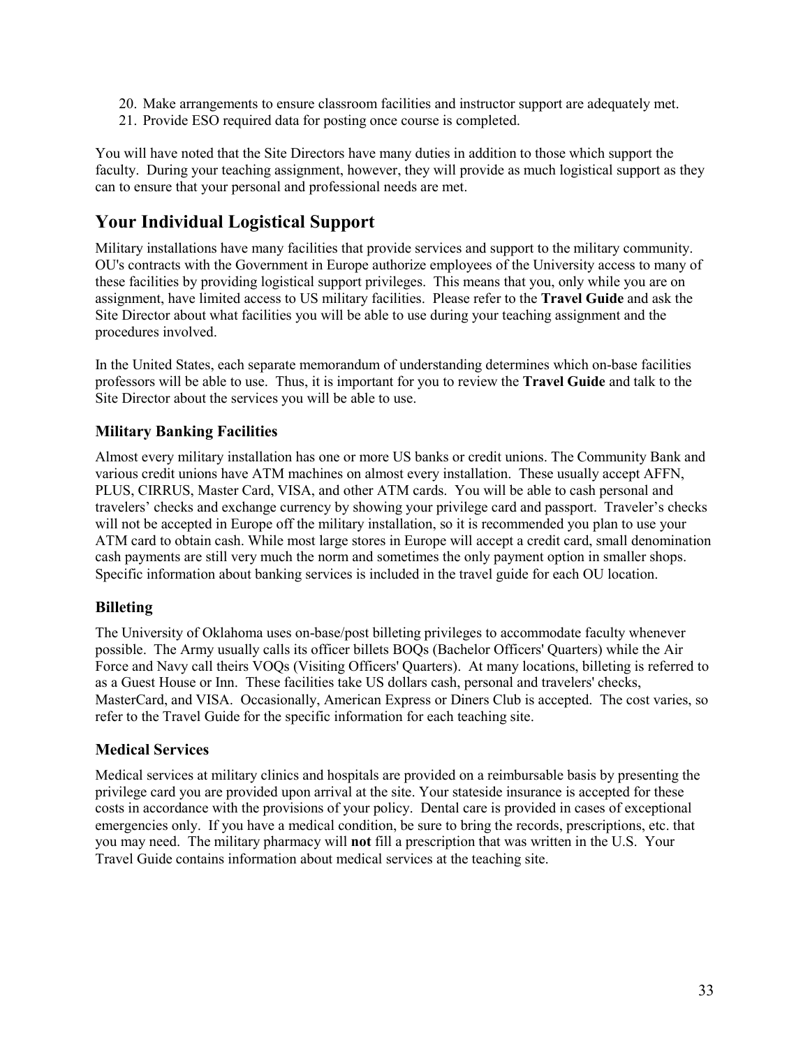20. Make arrangements to ensure classroom facilities and instructor support are adequately met.
21. Provide ESO required data for posting once course is completed.

You will have noted that the Site Directors have many duties in addition to those which support the faculty. During your teaching assignment, however, they will provide as much logistical support as they can to ensure that your personal and professional needs are met.

## Your Individual Logistical Support

Military installations have many facilities that provide services and support to the military community. OU's contracts with the Government in Europe authorize employees of the University access to many of these facilities by providing logistical support privileges. This means that you, only while you are on assignment, have limited access to US military facilities. Please refer to the **Travel Guide** and ask the Site Director about what facilities you will be able to use during your teaching assignment and the procedures involved.

In the United States, each separate memorandum of understanding determines which on-base facilities professors will be able to use. Thus, it is important for you to review the **Travel Guide** and talk to the Site Director about the services you will be able to use.

### Military Banking Facilities

Almost every military installation has one or more US banks or credit unions. The Community Bank and various credit unions have ATM machines on almost every installation. These usually accept AFFN, PLUS, CIRRUS, Master Card, VISA, and other ATM cards. You will be able to cash personal and travelers' checks and exchange currency by showing your privilege card and passport. Traveler's checks will not be accepted in Europe off the military installation, so it is recommended you plan to use your ATM card to obtain cash. While most large stores in Europe will accept a credit card, small denomination cash payments are still very much the norm and sometimes the only payment option in smaller shops. Specific information about banking services is included in the travel guide for each OU location.

### Billeting

The University of Oklahoma uses on-base/post billeting privileges to accommodate faculty whenever possible. The Army usually calls its officer billets BOQs (Bachelor Officers' Quarters) while the Air Force and Navy call theirs VOQs (Visiting Officers' Quarters). At many locations, billeting is referred to as a Guest House or Inn. These facilities take US dollars cash, personal and travelers' checks, MasterCard, and VISA. Occasionally, American Express or Diners Club is accepted. The cost varies, so refer to the Travel Guide for the specific information for each teaching site.

### Medical Services

Medical services at military clinics and hospitals are provided on a reimbursable basis by presenting the privilege card you are provided upon arrival at the site. Your stateside insurance is accepted for these costs in accordance with the provisions of your policy. Dental care is provided in cases of exceptional emergencies only. If you have a medical condition, be sure to bring the records, prescriptions, etc. that you may need. The military pharmacy will **not** fill a prescription that was written in the U.S. Your Travel Guide contains information about medical services at the teaching site.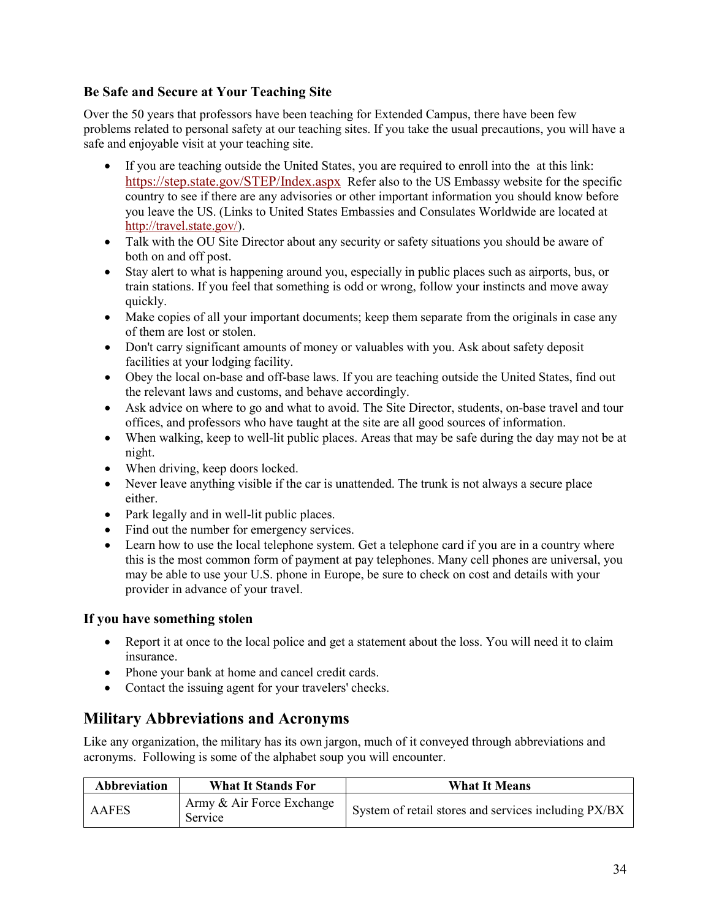### Be Safe and Secure at Your Teaching Site

Over the 50 years that professors have been teaching for Extended Campus, there have been few problems related to personal safety at our teaching sites. If you take the usual precautions, you will have a safe and enjoyable visit at your teaching site.

- If you are teaching outside the United States, you are required to enroll into the  at this link: https://step.state.gov/STEP/Index.aspx Refer also to the US Embassy website for the specific country to see if there are any advisories or other important information you should know before you leave the US. (Links to United States Embassies and Consulates Worldwide are located at http://travel.state.gov/).
- Talk with the OU Site Director about any security or safety situations you should be aware of both on and off post.
- Stay alert to what is happening around you, especially in public places such as airports, bus, or train stations. If you feel that something is odd or wrong, follow your instincts and move away quickly.
- Make copies of all your important documents; keep them separate from the originals in case any of them are lost or stolen.
- Don't carry significant amounts of money or valuables with you. Ask about safety deposit facilities at your lodging facility.
- Obey the local on-base and off-base laws. If you are teaching outside the United States, find out the relevant laws and customs, and behave accordingly.
- Ask advice on where to go and what to avoid. The Site Director, students, on-base travel and tour offices, and professors who have taught at the site are all good sources of information.
- When walking, keep to well-lit public places. Areas that may be safe during the day may not be at night.
- When driving, keep doors locked.
- Never leave anything visible if the car is unattended. The trunk is not always a secure place either.
- Park legally and in well-lit public places.
- Find out the number for emergency services.
- Learn how to use the local telephone system. Get a telephone card if you are in a country where this is the most common form of payment at pay telephones. Many cell phones are universal, you may be able to use your U.S. phone in Europe, be sure to check on cost and details with your provider in advance of your travel.

### If you have something stolen

- Report it at once to the local police and get a statement about the loss. You will need it to claim insurance.
- Phone your bank at home and cancel credit cards.
- Contact the issuing agent for your travelers' checks.

## Military Abbreviations and Acronyms

Like any organization, the military has its own jargon, much of it conveyed through abbreviations and acronyms. Following is some of the alphabet soup you will encounter.

| Abbreviation | What It Stands For | What It Means |
|---|---|---|
| AAFES | Army & Air Force Exchange Service | System of retail stores and services including PX/BX |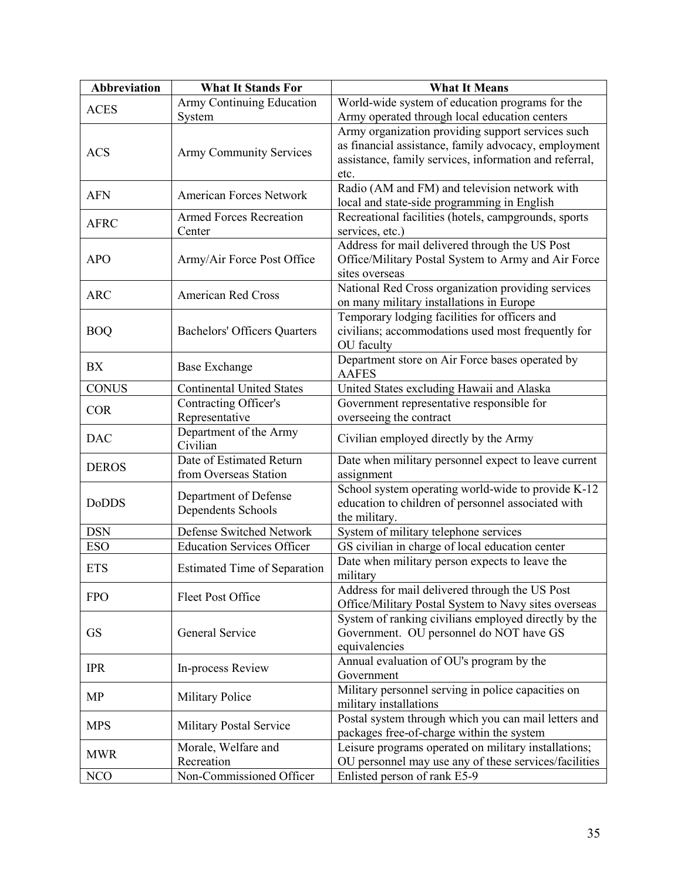| Abbreviation | What It Stands For | What It Means |
|---|---|---|
| ACES | Army Continuing Education System | World-wide system of education programs for the Army operated through local education centers |
| ACS | Army Community Services | Army organization providing support services such as financial assistance, family advocacy, employment assistance, family services, information and referral, etc. |
| AFN | American Forces Network | Radio (AM and FM) and television network with local and state-side programming in English |
| AFRC | Armed Forces Recreation Center | Recreational facilities (hotels, campgrounds, sports services, etc.) |
| APO | Army/Air Force Post Office | Address for mail delivered through the US Post Office/Military Postal System to Army and Air Force sites overseas |
| ARC | American Red Cross | National Red Cross organization providing services on many military installations in Europe |
| BOQ | Bachelors' Officers Quarters | Temporary lodging facilities for officers and civilians; accommodations used most frequently for OU faculty |
| BX | Base Exchange | Department store on Air Force bases operated by AAFES |
| CONUS | Continental United States | United States excluding Hawaii and Alaska |
| COR | Contracting Officer's Representative | Government representative responsible for overseeing the contract |
| DAC | Department of the Army Civilian | Civilian employed directly by the Army |
| DEROS | Date of Estimated Return from Overseas Station | Date when military personnel expect to leave current assignment |
| DoDDS | Department of Defense Dependents Schools | School system operating world-wide to provide K-12 education to children of personnel associated with the military. |
| DSN | Defense Switched Network | System of military telephone services |
| ESO | Education Services Officer | GS civilian in charge of local education center |
| ETS | Estimated Time of Separation | Date when military person expects to leave the military |
| FPO | Fleet Post Office | Address for mail delivered through the US Post Office/Military Postal System to Navy sites overseas |
| GS | General Service | System of ranking civilians employed directly by the Government. OU personnel do NOT have GS equivalencies |
| IPR | In-process Review | Annual evaluation of OU's program by the Government |
| MP | Military Police | Military personnel serving in police capacities on military installations |
| MPS | Military Postal Service | Postal system through which you can mail letters and packages free-of-charge within the system |
| MWR | Morale, Welfare and Recreation | Leisure programs operated on military installations; OU personnel may use any of these services/facilities |
| NCO | Non-Commissioned Officer | Enlisted person of rank E5-9 |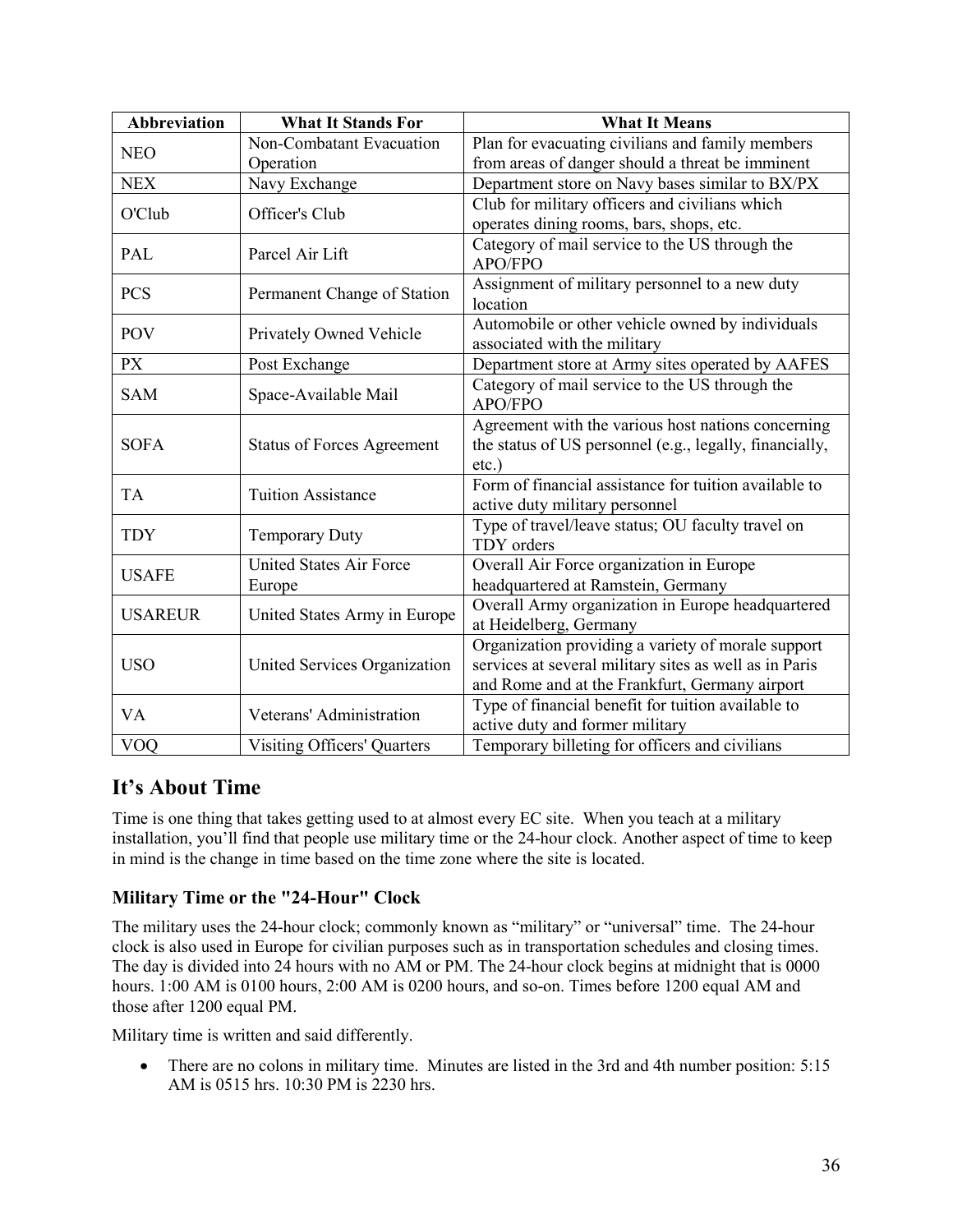| Abbreviation | What It Stands For | What It Means |
|---|---|---|
| NEO | Non-Combatant Evacuation Operation | Plan for evacuating civilians and family members from areas of danger should a threat be imminent |
| NEX | Navy Exchange | Department store on Navy bases similar to BX/PX |
| O'Club | Officer's Club | Club for military officers and civilians which operates dining rooms, bars, shops, etc. |
| PAL | Parcel Air Lift | Category of mail service to the US through the APO/FPO |
| PCS | Permanent Change of Station | Assignment of military personnel to a new duty location |
| POV | Privately Owned Vehicle | Automobile or other vehicle owned by individuals associated with the military |
| PX | Post Exchange | Department store at Army sites operated by AAFES |
| SAM | Space-Available Mail | Category of mail service to the US through the APO/FPO |
| SOFA | Status of Forces Agreement | Agreement with the various host nations concerning the status of US personnel (e.g., legally, financially, etc.) |
| TA | Tuition Assistance | Form of financial assistance for tuition available to active duty military personnel |
| TDY | Temporary Duty | Type of travel/leave status; OU faculty travel on TDY orders |
| USAFE | United States Air Force Europe | Overall Air Force organization in Europe headquartered at Ramstein, Germany |
| USAREUR | United States Army in Europe | Overall Army organization in Europe headquartered at Heidelberg, Germany |
| USO | United Services Organization | Organization providing a variety of morale support services at several military sites as well as in Paris and Rome and at the Frankfurt, Germany airport |
| VA | Veterans' Administration | Type of financial benefit for tuition available to active duty and former military |
| VOQ | Visiting Officers' Quarters | Temporary billeting for officers and civilians |

## It's About Time

Time is one thing that takes getting used to at almost every EC site. When you teach at a military installation, you'll find that people use military time or the 24-hour clock. Another aspect of time to keep in mind is the change in time based on the time zone where the site is located.

### Military Time or the "24-Hour" Clock

The military uses the 24-hour clock; commonly known as "military" or "universal" time. The 24-hour clock is also used in Europe for civilian purposes such as in transportation schedules and closing times. The day is divided into 24 hours with no AM or PM. The 24-hour clock begins at midnight that is 0000 hours. 1:00 AM is 0100 hours, 2:00 AM is 0200 hours, and so-on. Times before 1200 equal AM and those after 1200 equal PM.

Military time is written and said differently.

- There are no colons in military time. Minutes are listed in the 3rd and 4th number position: 5:15 AM is 0515 hrs. 10:30 PM is 2230 hrs.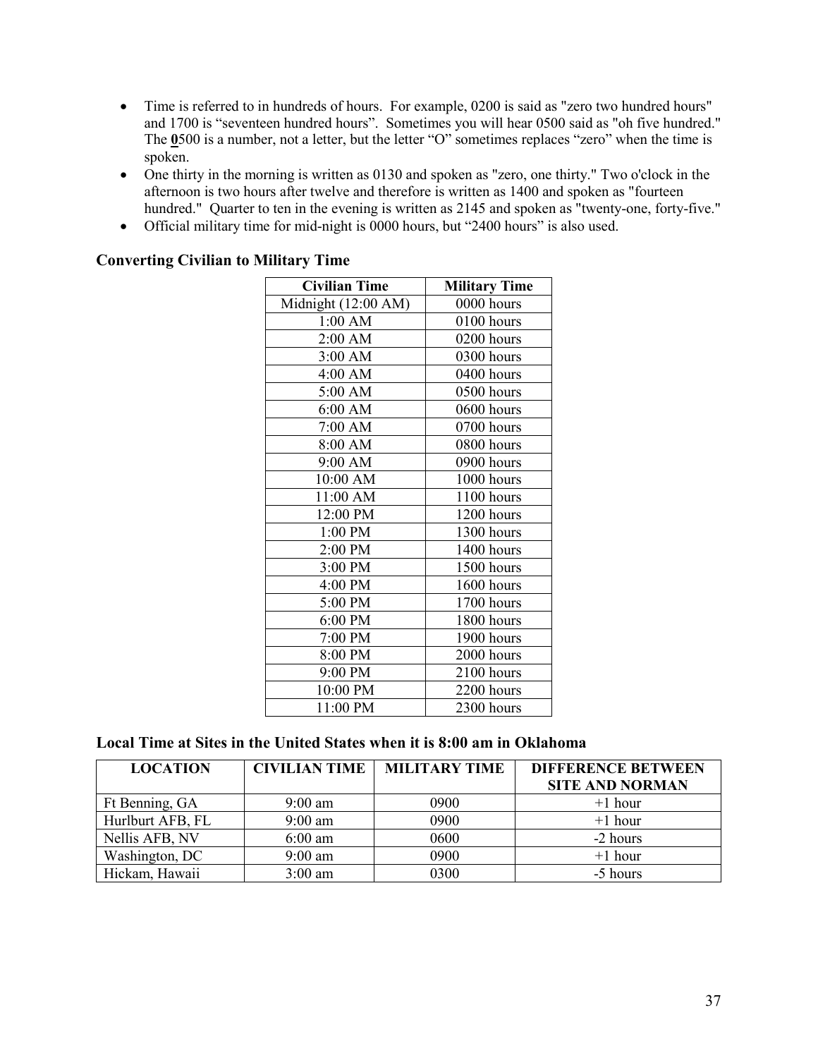- Time is referred to in hundreds of hours. For example, 0200 is said as "zero two hundred hours" and 1700 is "seventeen hundred hours". Sometimes you will hear 0500 said as "oh five hundred." The **0**500 is a number, not a letter, but the letter "O" sometimes replaces "zero" when the time is spoken.
- One thirty in the morning is written as 0130 and spoken as "zero, one thirty." Two o'clock in the afternoon is two hours after twelve and therefore is written as 1400 and spoken as "fourteen hundred." Quarter to ten in the evening is written as 2145 and spoken as "twenty-one, forty-five."
- Official military time for mid-night is 0000 hours, but "2400 hours" is also used.

### Converting Civilian to Military Time

| Civilian Time | Military Time |
|---|---|
| Midnight (12:00 AM) | 0000 hours |
| 1:00 AM | 0100 hours |
| 2:00 AM | 0200 hours |
| 3:00 AM | 0300 hours |
| 4:00 AM | 0400 hours |
| 5:00 AM | 0500 hours |
| 6:00 AM | 0600 hours |
| 7:00 AM | 0700 hours |
| 8:00 AM | 0800 hours |
| 9:00 AM | 0900 hours |
| 10:00 AM | 1000 hours |
| 11:00 AM | 1100 hours |
| 12:00 PM | 1200 hours |
| 1:00 PM | 1300 hours |
| 2:00 PM | 1400 hours |
| 3:00 PM | 1500 hours |
| 4:00 PM | 1600 hours |
| 5:00 PM | 1700 hours |
| 6:00 PM | 1800 hours |
| 7:00 PM | 1900 hours |
| 8:00 PM | 2000 hours |
| 9:00 PM | 2100 hours |
| 10:00 PM | 2200 hours |
| 11:00 PM | 2300 hours |

### Local Time at Sites in the United States when it is 8:00 am in Oklahoma

| LOCATION | CIVILIAN TIME | MILITARY TIME | DIFFERENCE BETWEEN SITE AND NORMAN |
|---|---|---|---|
| Ft Benning, GA | 9:00 am | 0900 | +1 hour |
| Hurlburt AFB, FL | 9:00 am | 0900 | +1 hour |
| Nellis AFB, NV | 6:00 am | 0600 | -2 hours |
| Washington, DC | 9:00 am | 0900 | +1 hour |
| Hickam, Hawaii | 3:00 am | 0300 | -5 hours |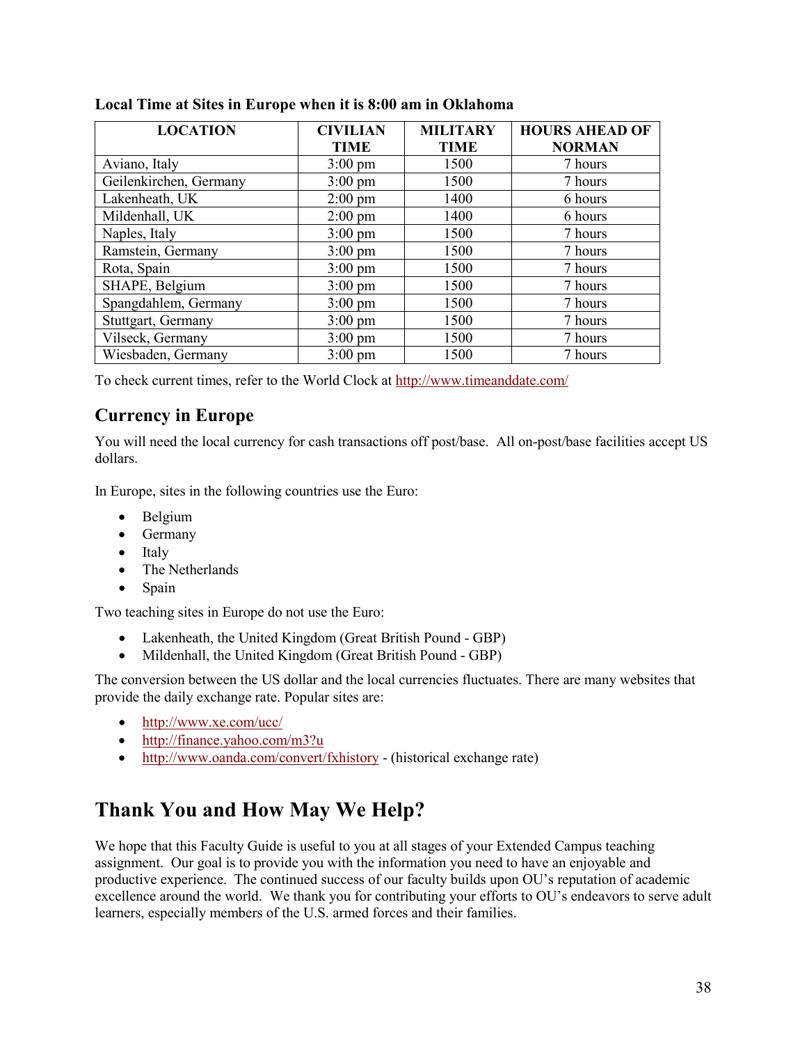**Local Time at Sites in Europe when it is 8:00 am in Oklahoma**

| LOCATION | CIVILIAN TIME | MILITARY TIME | HOURS AHEAD OF NORMAN |
|---|---|---|---|
| Aviano, Italy | 3:00 pm | 1500 | 7 hours |
| Geilenkirchen, Germany | 3:00 pm | 1500 | 7 hours |
| Lakenheath, UK | 2:00 pm | 1400 | 6 hours |
| Mildenhall, UK | 2:00 pm | 1400 | 6 hours |
| Naples, Italy | 3:00 pm | 1500 | 7 hours |
| Ramstein, Germany | 3:00 pm | 1500 | 7 hours |
| Rota, Spain | 3:00 pm | 1500 | 7 hours |
| SHAPE, Belgium | 3:00 pm | 1500 | 7 hours |
| Spangdahlem, Germany | 3:00 pm | 1500 | 7 hours |
| Stuttgart, Germany | 3:00 pm | 1500 | 7 hours |
| Vilseck, Germany | 3:00 pm | 1500 | 7 hours |
| Wiesbaden, Germany | 3:00 pm | 1500 | 7 hours |

To check current times, refer to the World Clock at http://www.timeanddate.com/

## Currency in Europe

You will need the local currency for cash transactions off post/base. All on-post/base facilities accept US dollars.

In Europe, sites in the following countries use the Euro:

- Belgium
- Germany
- Italy
- The Netherlands
- Spain

Two teaching sites in Europe do not use the Euro:

- Lakenheath, the United Kingdom (Great British Pound - GBP)
- Mildenhall, the United Kingdom (Great British Pound - GBP)

The conversion between the US dollar and the local currencies fluctuates. There are many websites that provide the daily exchange rate. Popular sites are:

- http://www.xe.com/ucc/
- http://finance.yahoo.com/m3?u
- http://www.oanda.com/convert/fxhistory - (historical exchange rate)

# Thank You and How May We Help?

We hope that this Faculty Guide is useful to you at all stages of your Extended Campus teaching assignment. Our goal is to provide you with the information you need to have an enjoyable and productive experience. The continued success of our faculty builds upon OU's reputation of academic excellence around the world. We thank you for contributing your efforts to OU's endeavors to serve adult learners, especially members of the U.S. armed forces and their families.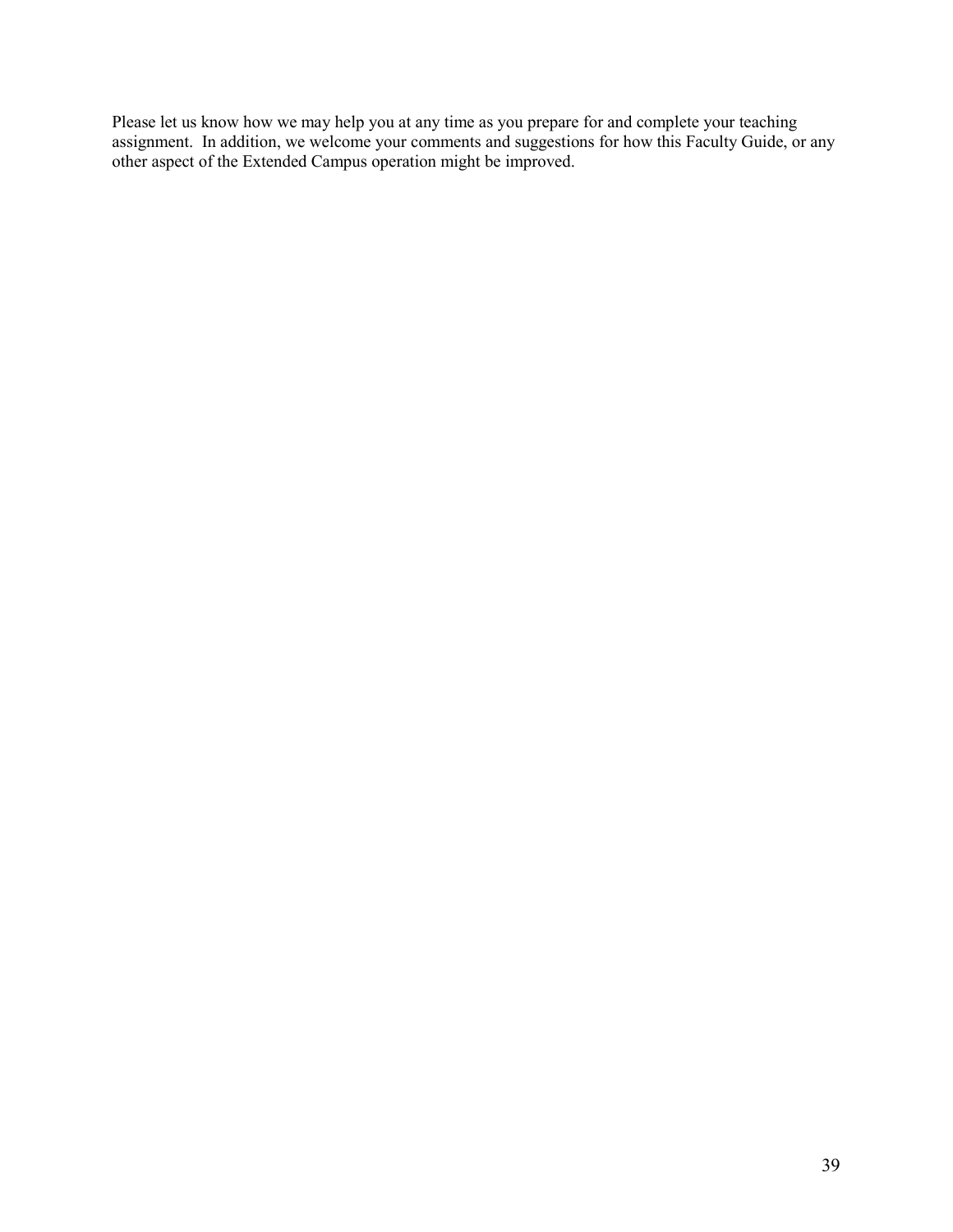Please let us know how we may help you at any time as you prepare for and complete your teaching assignment. In addition, we welcome your comments and suggestions for how this Faculty Guide, or any other aspect of the Extended Campus operation might be improved.